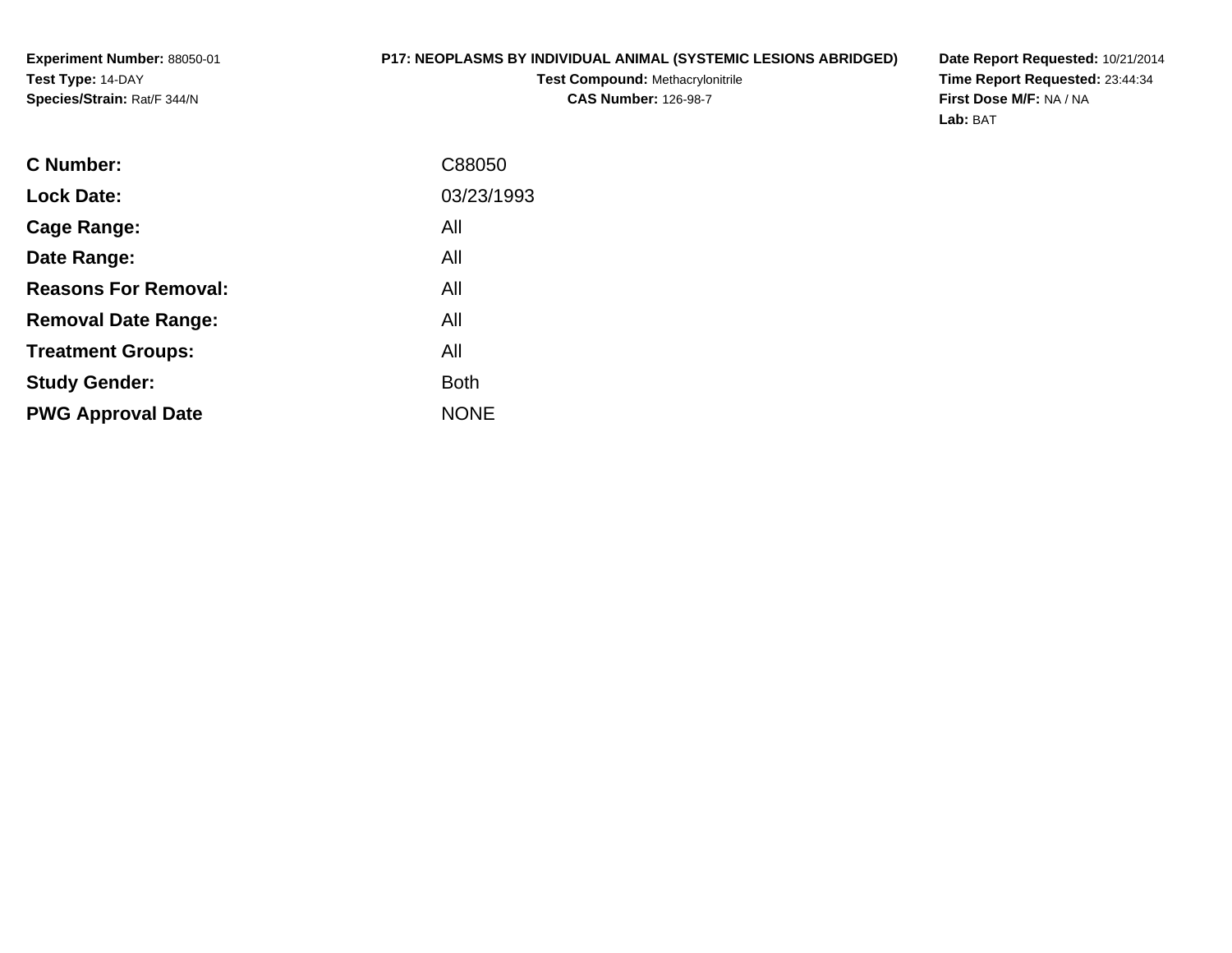**Experiment Number:** 88050-01
**Test Type:** 14-DAY
**Species/Strain:** Rat/F 344/N

**P17: NEOPLASMS BY INDIVIDUAL ANIMAL (SYSTEMIC LESIONS ABRIDGED)**
**Test Compound:** Methacrylonitrile
**CAS Number:** 126-98-7

**Date Report Requested:** 10/21/2014
**Time Report Requested:** 23:44:34
**First Dose M/F:** NA / NA
**Lab:** BAT

| | |
|---|---|
| **C Number:** | C88050 |
| **Lock Date:** | 03/23/1993 |
| **Cage Range:** | All |
| **Date Range:** | All |
| **Reasons For Removal:** | All |
| **Removal Date Range:** | All |
| **Treatment Groups:** | All |
| **Study Gender:** | Both |
| **PWG Approval Date** | NONE |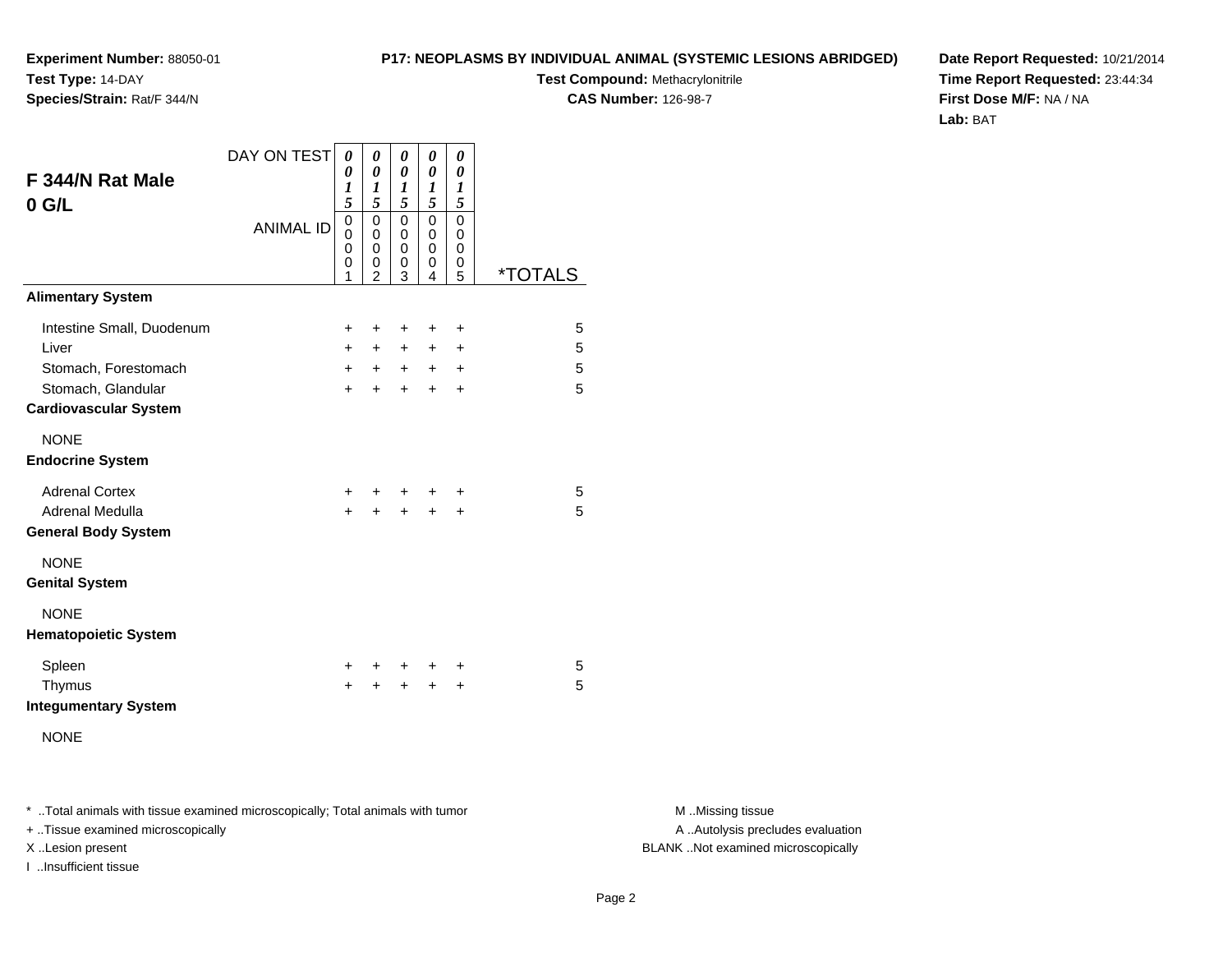**Experiment Number:** 88050-01
**Test Type:** 14-DAY
**Species/Strain:** Rat/F 344/N

**P17: NEOPLASMS BY INDIVIDUAL ANIMAL (SYSTEMIC LESIONS ABRIDGED)**
**Test Compound:** Methacrylonitrile
**CAS Number:** 126-98-7

**Date Report Requested:** 10/21/2014
**Time Report Requested:** 23:44:34
**First Dose M/F:** NA / NA
**Lab:** BAT

## F 344/N Rat Male
## 0 G/L

| DAY ON TEST | 0015 | 0015 | 0015 | 0015 | 0015 | |
|---|---|---|---|---|---|---|
| **ANIMAL ID** | 00001 | 00002 | 00003 | 00004 | 00005 | ***TOTALS** |
| **Alimentary System** | | | | | | |
| Intestine Small, Duodenum | + | + | + | + | + | 5 |
| Liver | + | + | + | + | + | 5 |
| Stomach, Forestomach | + | + | + | + | + | 5 |
| Stomach, Glandular | + | + | + | + | + | 5 |
| **Cardiovascular System** | | | | | | |
| NONE | | | | | | |
| **Endocrine System** | | | | | | |
| Adrenal Cortex | + | + | + | + | + | 5 |
| Adrenal Medulla | + | + | + | + | + | 5 |
| **General Body System** | | | | | | |
| NONE | | | | | | |
| **Genital System** | | | | | | |
| NONE | | | | | | |
| **Hematopoietic System** | | | | | | |
| Spleen | + | + | + | + | + | 5 |
| Thymus | + | + | + | + | + | 5 |
| **Integumentary System** | | | | | | |
| NONE | | | | | | |

* ..Total animals with tissue examined microscopically; Total animals with tumor
+ ..Tissue examined microscopically
X ..Lesion present
I ..Insufficient tissue

M ..Missing tissue
A ..Autolysis precludes evaluation
BLANK ..Not examined microscopically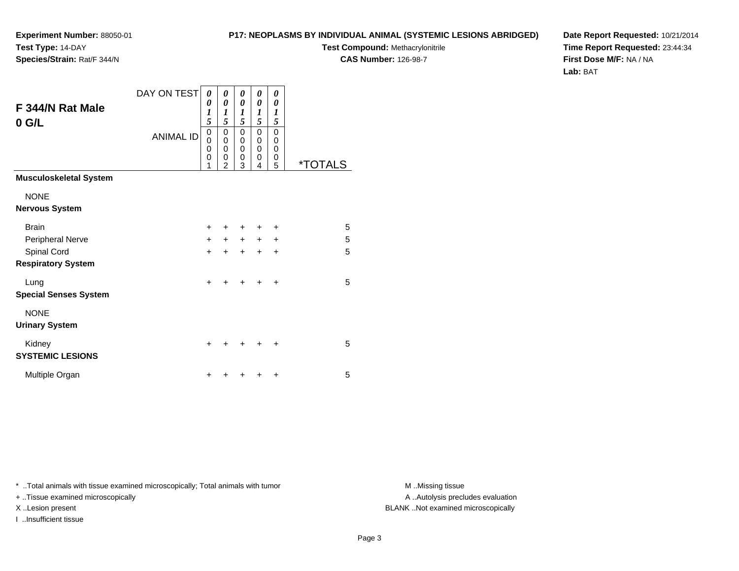**Experiment Number:** 88050-01
**Test Type:** 14-DAY
**Species/Strain:** Rat/F 344/N

**P17: NEOPLASMS BY INDIVIDUAL ANIMAL (SYSTEMIC LESIONS ABRIDGED)**
**Test Compound:** Methacrylonitrile
**CAS Number:** 126-98-7

**Date Report Requested:** 10/21/2014
**Time Report Requested:** 23:44:34
**First Dose M/F:** NA / NA
**Lab:** BAT

## F 344/N Rat Male
## 0 G/L

| DAY ON TEST | 0015 | 0015 | 0015 | 0015 | 0015 | |
|---|---|---|---|---|---|---|
| ANIMAL ID | 00001 | 00002 | 00003 | 00004 | 00005 | *TOTALS |
| **Musculoskeletal System** | | | | | | |
| NONE | | | | | | |
| **Nervous System** | | | | | | |
| Brain | + | + | + | + | + | 5 |
| Peripheral Nerve | + | + | + | + | + | 5 |
| Spinal Cord | + | + | + | + | + | 5 |
| **Respiratory System** | | | | | | |
| Lung | + | + | + | + | + | 5 |
| **Special Senses System** | | | | | | |
| NONE | | | | | | |
| **Urinary System** | | | | | | |
| Kidney | + | + | + | + | + | 5 |
| **SYSTEMIC LESIONS** | | | | | | |
| Multiple Organ | + | + | + | + | + | 5 |

* ..Total animals with tissue examined microscopically; Total animals with tumor
+ ..Tissue examined microscopically
X ..Lesion present
I ..Insufficient tissue

M ..Missing tissue
A ..Autolysis precludes evaluation
BLANK ..Not examined microscopically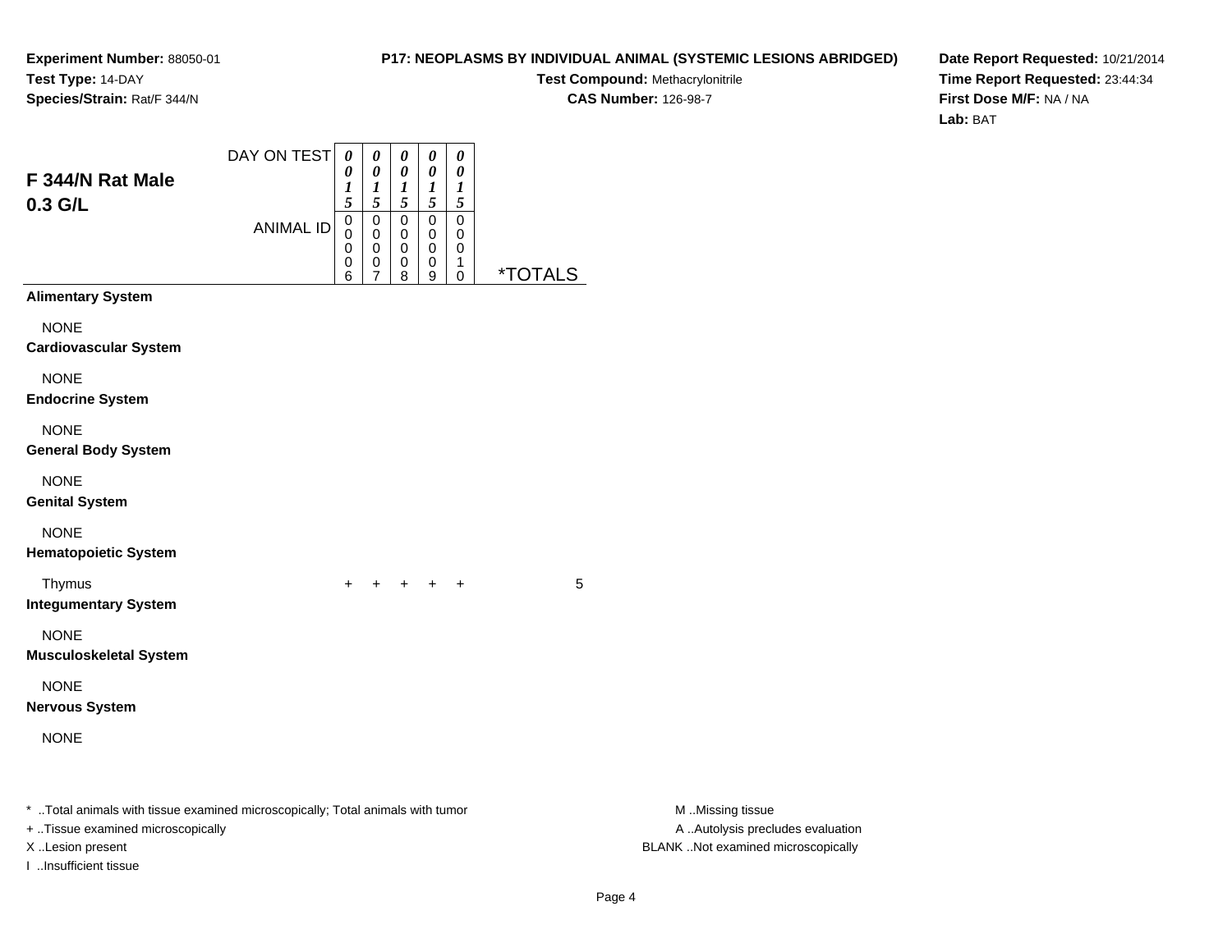**Experiment Number:** 88050-01
**Test Type:** 14-DAY
**Species/Strain:** Rat/F 344/N

**P17: NEOPLASMS BY INDIVIDUAL ANIMAL (SYSTEMIC LESIONS ABRIDGED)**
**Test Compound:** Methacrylonitrile
**CAS Number:** 126-98-7

**Date Report Requested:** 10/21/2014
**Time Report Requested:** 23:44:34
**First Dose M/F:** NA / NA
**Lab:** BAT

## F 344/N Rat Male 0.3 G/L

| DAY ON TEST | 0015 | 0015 | 0015 | 0015 | 0015 | |
|---|---|---|---|---|---|---|
| ANIMAL ID | 00006 | 00007 | 00008 | 00009 | 00010 | *TOTALS |
| **Alimentary System** | | | | | | |
| NONE | | | | | | |
| **Cardiovascular System** | | | | | | |
| NONE | | | | | | |
| **Endocrine System** | | | | | | |
| NONE | | | | | | |
| **General Body System** | | | | | | |
| NONE | | | | | | |
| **Genital System** | | | | | | |
| NONE | | | | | | |
| **Hematopoietic System** | | | | | | |
| Thymus | + | + | + | + | + | 5 |
| **Integumentary System** | | | | | | |
| NONE | | | | | | |
| **Musculoskeletal System** | | | | | | |
| NONE | | | | | | |
| **Nervous System** | | | | | | |
| NONE | | | | | | |

* ..Total animals with tissue examined microscopically; Total animals with tumor
+ ..Tissue examined microscopically
X ..Lesion present
I ..Insufficient tissue

M ..Missing tissue
A ..Autolysis precludes evaluation
BLANK ..Not examined microscopically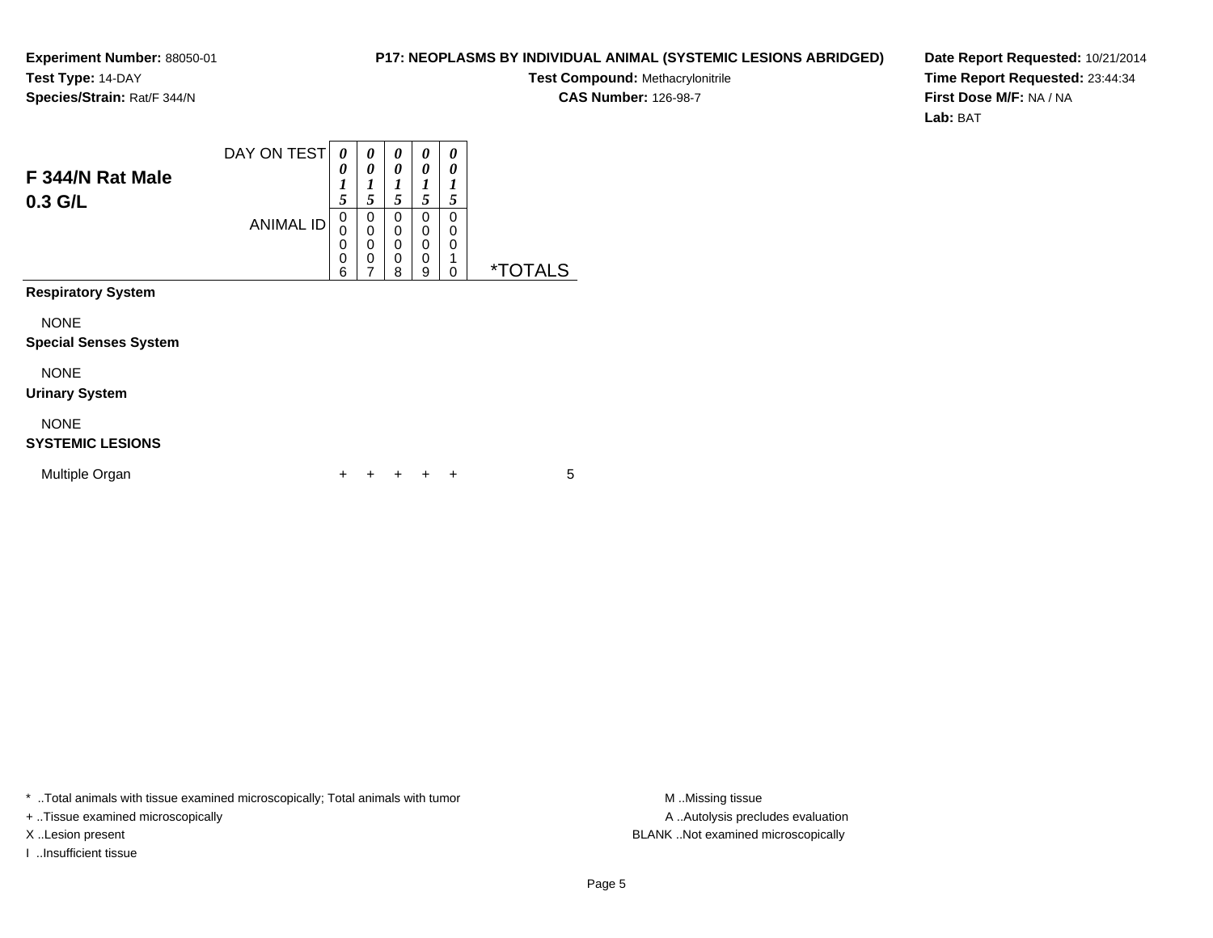**Experiment Number:** 88050-01
**Test Type:** 14-DAY
**Species/Strain:** Rat/F 344/N

**P17: NEOPLASMS BY INDIVIDUAL ANIMAL (SYSTEMIC LESIONS ABRIDGED)**
**Test Compound:** Methacrylonitrile
**CAS Number:** 126-98-7

**Date Report Requested:** 10/21/2014
**Time Report Requested:** 23:44:34
**First Dose M/F:** NA / NA
**Lab:** BAT

## F 344/N Rat Male 0.3 G/L

| DAY ON TEST | 0015 | 0015 | 0015 | 0015 | 0015 | |
|---|---|---|---|---|---|---|
| **ANIMAL ID** | 00006 | 00007 | 00008 | 00009 | 00010 | ***TOTALS** |
| **Respiratory System** | | | | | | |
| NONE | | | | | | |
| **Special Senses System** | | | | | | |
| NONE | | | | | | |
| **Urinary System** | | | | | | |
| NONE | | | | | | |
| **SYSTEMIC LESIONS** | | | | | | |
| Multiple Organ | + | + | + | + | + | 5 |

* ..Total animals with tissue examined microscopically; Total animals with tumor
+ ..Tissue examined microscopically
X ..Lesion present
I ..Insufficient tissue

M ..Missing tissue
A ..Autolysis precludes evaluation
BLANK ..Not examined microscopically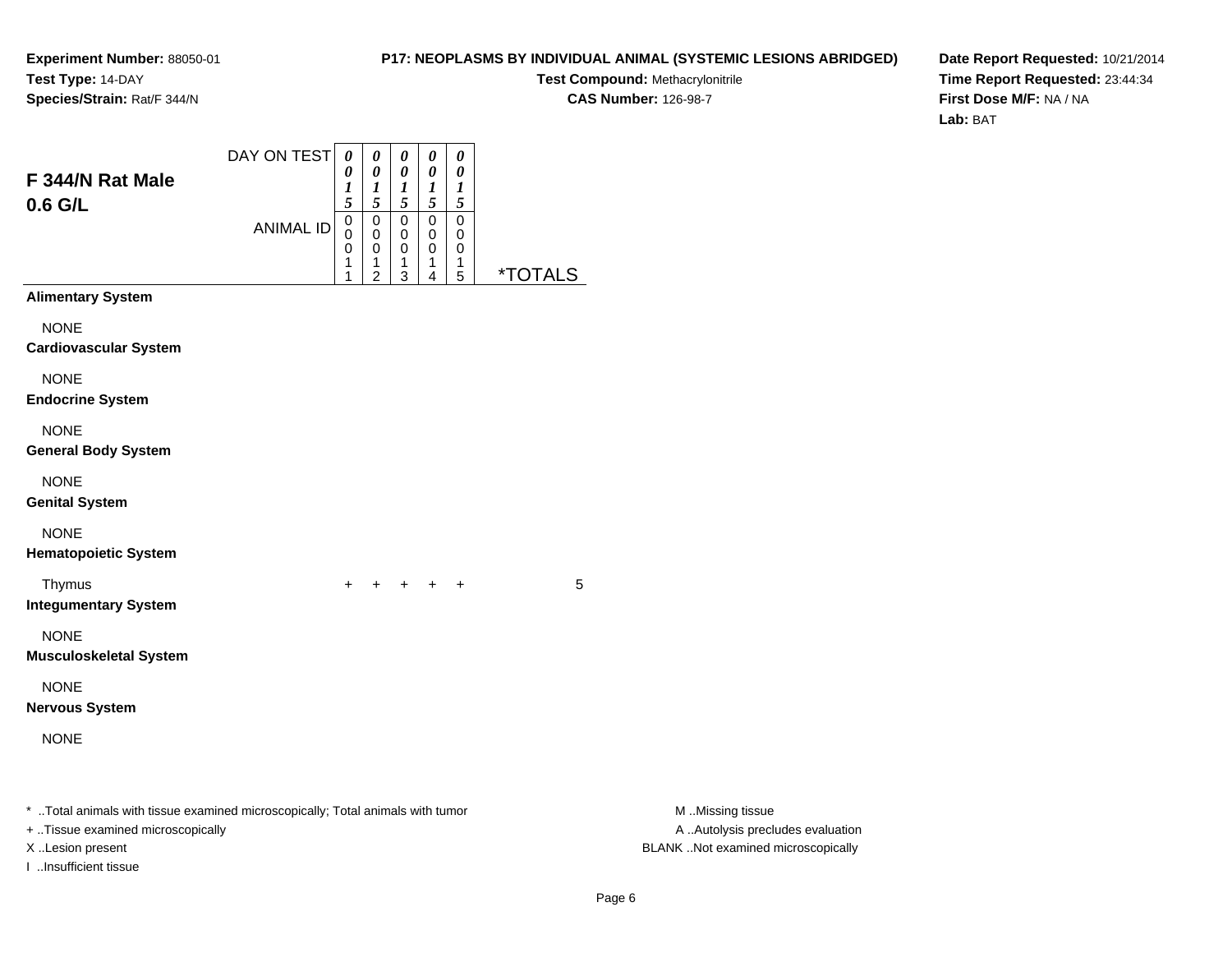**Experiment Number:** 88050-01
**Test Type:** 14-DAY
**Species/Strain:** Rat/F 344/N

**P17: NEOPLASMS BY INDIVIDUAL ANIMAL (SYSTEMIC LESIONS ABRIDGED)**
**Test Compound:** Methacrylonitrile
**CAS Number:** 126-98-7

**Date Report Requested:** 10/21/2014
**Time Report Requested:** 23:44:34
**First Dose M/F:** NA / NA
**Lab:** BAT

## F 344/N Rat Male 0.6 G/L

| DAY ON TEST | 0015 | 0015 | 0015 | 0015 | 0015 | |
|---|---|---|---|---|---|---|
| **ANIMAL ID** | 00011 | 00012 | 00013 | 00014 | 00015 | ***TOTALS** |
| **Alimentary System** | | | | | | |
| NONE | | | | | | |
| **Cardiovascular System** | | | | | | |
| NONE | | | | | | |
| **Endocrine System** | | | | | | |
| NONE | | | | | | |
| **General Body System** | | | | | | |
| NONE | | | | | | |
| **Genital System** | | | | | | |
| NONE | | | | | | |
| **Hematopoietic System** | | | | | | |
| Thymus | + | + | + | + | + | 5 |
| **Integumentary System** | | | | | | |
| NONE | | | | | | |
| **Musculoskeletal System** | | | | | | |
| NONE | | | | | | |
| **Nervous System** | | | | | | |
| NONE | | | | | | |

* ..Total animals with tissue examined microscopically; Total animals with tumor
+ ..Tissue examined microscopically
X ..Lesion present
I ..Insufficient tissue

M ..Missing tissue
A ..Autolysis precludes evaluation
BLANK ..Not examined microscopically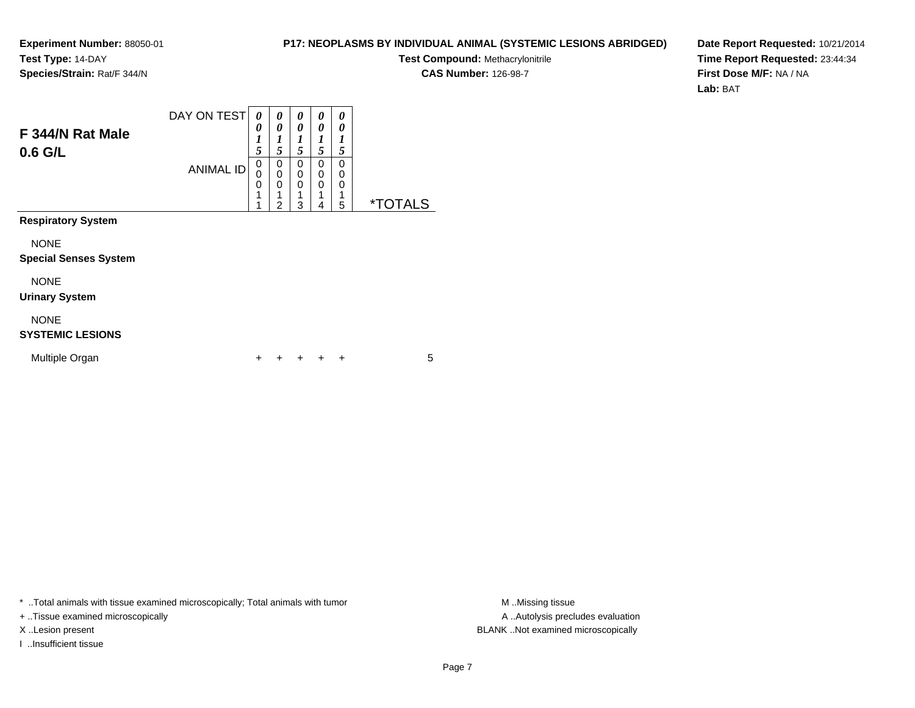**Experiment Number:** 88050-01
**Test Type:** 14-DAY
**Species/Strain:** Rat/F 344/N

**P17: NEOPLASMS BY INDIVIDUAL ANIMAL (SYSTEMIC LESIONS ABRIDGED)**
**Test Compound:** Methacrylonitrile
**CAS Number:** 126-98-7

**Date Report Requested:** 10/21/2014
**Time Report Requested:** 23:44:34
**First Dose M/F:** NA / NA
**Lab:** BAT

## F 344/N Rat Male
## 0.6 G/L

| DAY ON TEST | 0015 | 0015 | 0015 | 0015 | 0015 | |
|---|---|---|---|---|---|---|
| **ANIMAL ID** | 00011 | 00012 | 00013 | 00014 | 00015 | ***TOTALS** |
| **Respiratory System** | | | | | | |
| NONE | | | | | | |
| **Special Senses System** | | | | | | |
| NONE | | | | | | |
| **Urinary System** | | | | | | |
| NONE | | | | | | |
| **SYSTEMIC LESIONS** | | | | | | |
| Multiple Organ | + | + | + | + | + | 5 |

* ..Total animals with tissue examined microscopically; Total animals with tumor
+ ..Tissue examined microscopically
X ..Lesion present
I ..Insufficient tissue

M ..Missing tissue
A ..Autolysis precludes evaluation
BLANK ..Not examined microscopically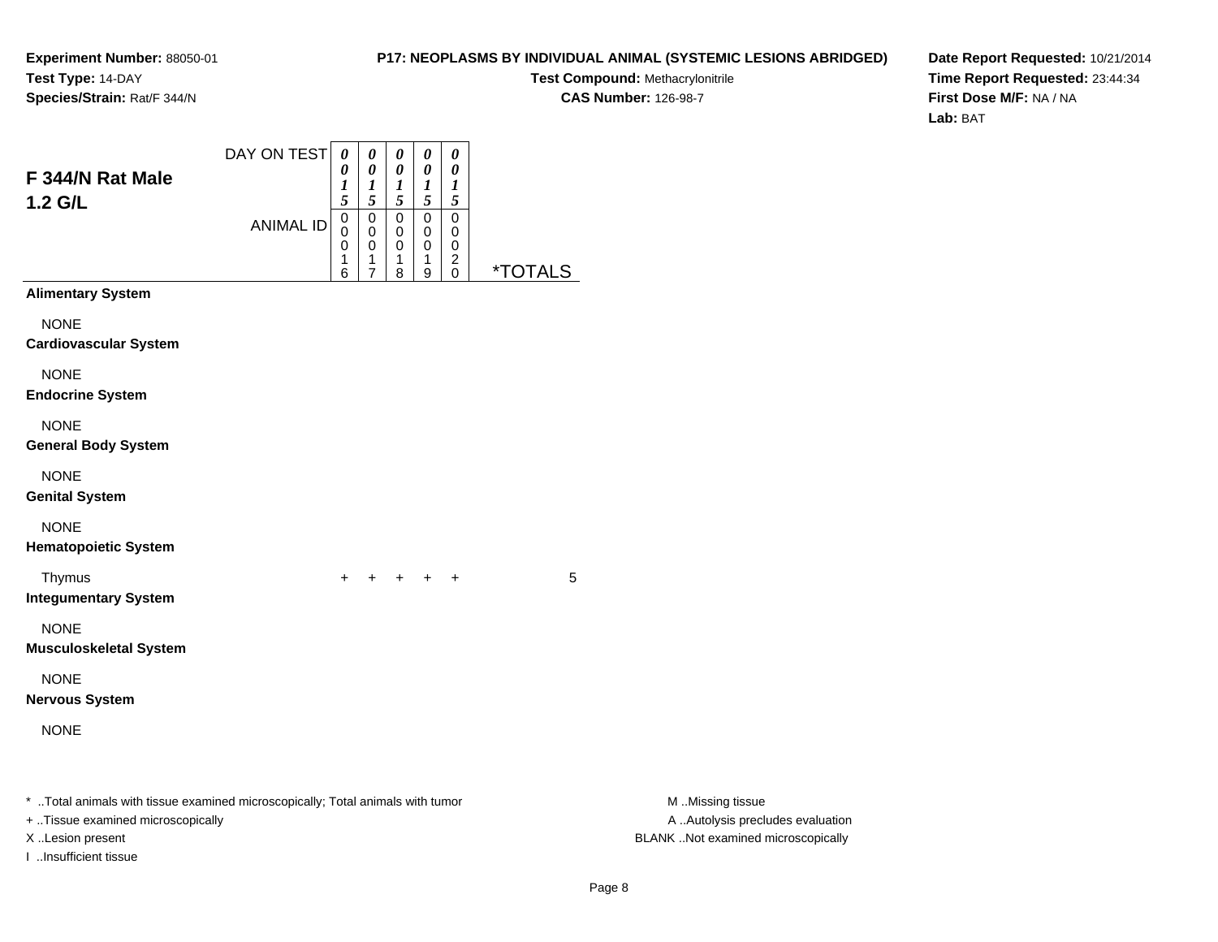**Experiment Number:** 88050-01
**Test Type:** 14-DAY
**Species/Strain:** Rat/F 344/N

**P17: NEOPLASMS BY INDIVIDUAL ANIMAL (SYSTEMIC LESIONS ABRIDGED)**
**Test Compound:** Methacrylonitrile
**CAS Number:** 126-98-7

**Date Report Requested:** 10/21/2014
**Time Report Requested:** 23:44:34
**First Dose M/F:** NA / NA
**Lab:** BAT

## F 344/N Rat Male
## 1.2 G/L

| DAY ON TEST | 0015 | 0015 | 0015 | 0015 | 0015 | |
|---|---|---|---|---|---|---|
| **ANIMAL ID** | 00016 | 00017 | 00018 | 00019 | 00020 | ***TOTALS** |
| **Alimentary System** | | | | | | |
| NONE | | | | | | |
| **Cardiovascular System** | | | | | | |
| NONE | | | | | | |
| **Endocrine System** | | | | | | |
| NONE | | | | | | |
| **General Body System** | | | | | | |
| NONE | | | | | | |
| **Genital System** | | | | | | |
| NONE | | | | | | |
| **Hematopoietic System** | | | | | | |
| Thymus | + | + | + | + | + | 5 |
| **Integumentary System** | | | | | | |
| NONE | | | | | | |
| **Musculoskeletal System** | | | | | | |
| NONE | | | | | | |
| **Nervous System** | | | | | | |
| NONE | | | | | | |

* ..Total animals with tissue examined microscopically; Total animals with tumor
+ ..Tissue examined microscopically
X ..Lesion present
I ..Insufficient tissue

M ..Missing tissue
A ..Autolysis precludes evaluation
BLANK ..Not examined microscopically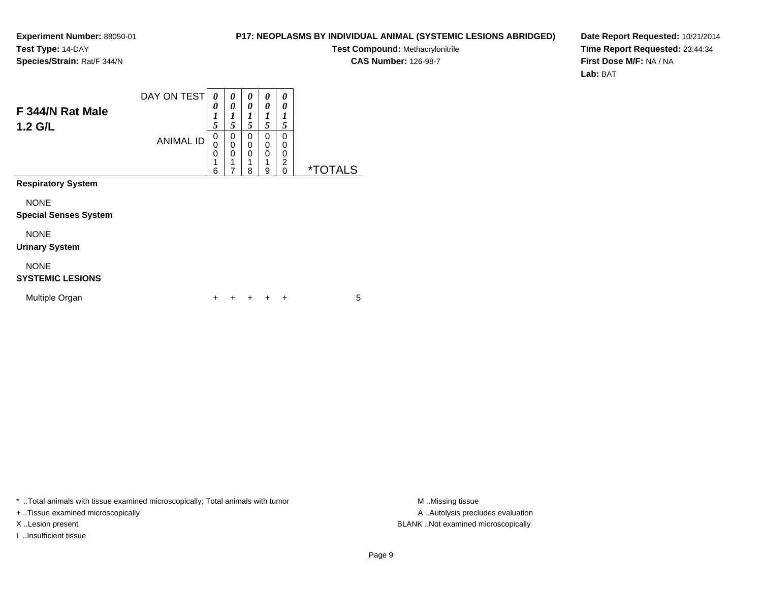**Experiment Number:** 88050-01
**Test Type:** 14-DAY
**Species/Strain:** Rat/F 344/N

**P17: NEOPLASMS BY INDIVIDUAL ANIMAL (SYSTEMIC LESIONS ABRIDGED)**
**Test Compound:** Methacrylonitrile
**CAS Number:** 126-98-7

**Date Report Requested:** 10/21/2014
**Time Report Requested:** 23:44:34
**First Dose M/F:** NA / NA
**Lab:** BAT

## F 344/N Rat Male 1.2 G/L

| | | | | | | |
|---|---|---|---|---|---|---|
| DAY ON TEST | 0015 | 0015 | 0015 | 0015 | 0015 | |
| ANIMAL ID | 00016 | 00017 | 00018 | 00019 | 00020 | *TOTALS |
| **Respiratory System** | | | | | | |
| NONE | | | | | | |
| **Special Senses System** | | | | | | |
| NONE | | | | | | |
| **Urinary System** | | | | | | |
| NONE | | | | | | |
| **SYSTEMIC LESIONS** | | | | | | |
| Multiple Organ | + | + | + | + | + | 5 |

* ..Total animals with tissue examined microscopically; Total animals with tumor
+ ..Tissue examined microscopically
X ..Lesion present
I ..Insufficient tissue

M ..Missing tissue
A ..Autolysis precludes evaluation
BLANK ..Not examined microscopically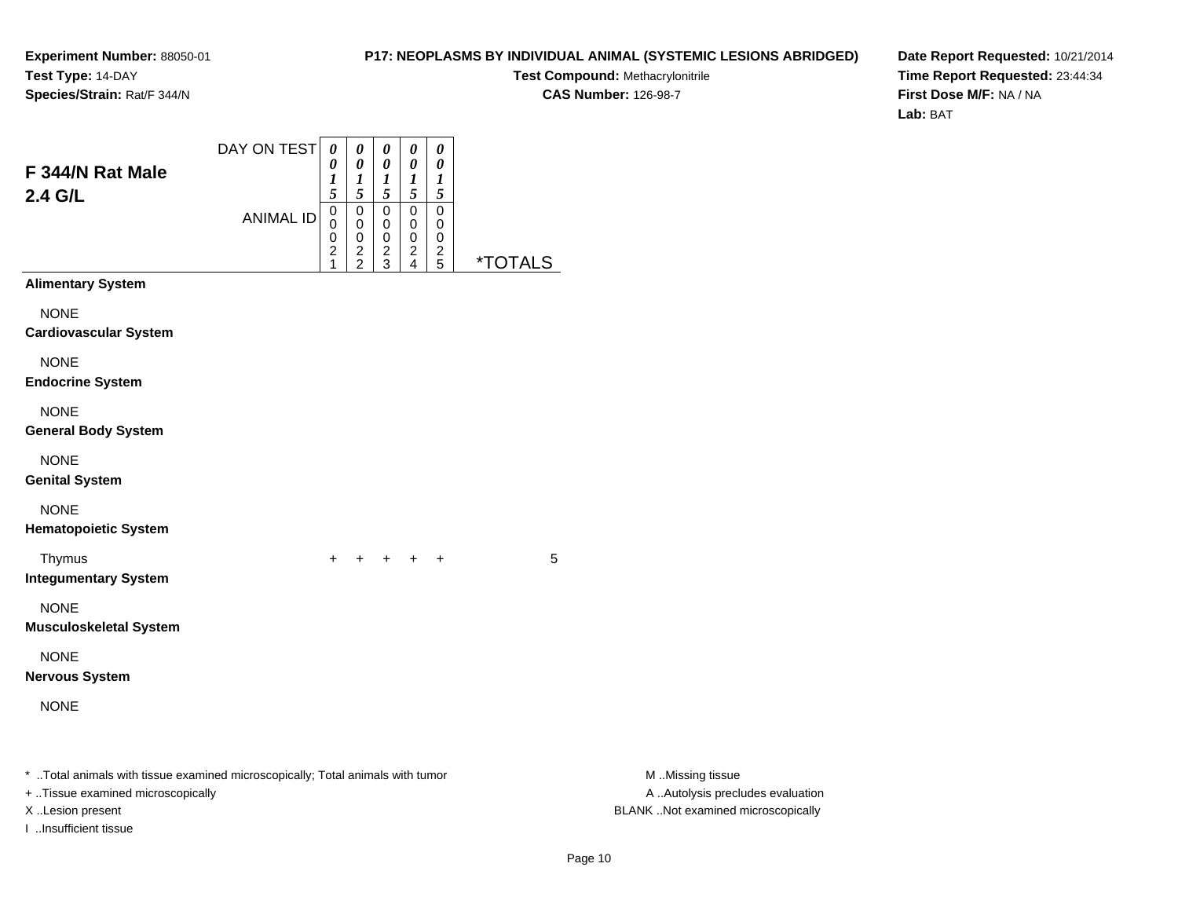**Experiment Number:** 88050-01
**Test Type:** 14-DAY
**Species/Strain:** Rat/F 344/N

**P17: NEOPLASMS BY INDIVIDUAL ANIMAL (SYSTEMIC LESIONS ABRIDGED)**
**Test Compound:** Methacrylonitrile
**CAS Number:** 126-98-7

**Date Report Requested:** 10/21/2014
**Time Report Requested:** 23:44:34
**First Dose M/F:** NA / NA
**Lab:** BAT

## F 344/N Rat Male 2.4 G/L

| DAY ON TEST | 0015 | 0015 | 0015 | 0015 | 0015 | |
|---|---|---|---|---|---|---|
| **ANIMAL ID** | 00021 | 00022 | 00023 | 00024 | 00025 | ***TOTALS** |
| **Alimentary System** | | | | | | |
| NONE | | | | | | |
| **Cardiovascular System** | | | | | | |
| NONE | | | | | | |
| **Endocrine System** | | | | | | |
| NONE | | | | | | |
| **General Body System** | | | | | | |
| NONE | | | | | | |
| **Genital System** | | | | | | |
| NONE | | | | | | |
| **Hematopoietic System** | | | | | | |
| Thymus | + | + | + | + | + | 5 |
| **Integumentary System** | | | | | | |
| NONE | | | | | | |
| **Musculoskeletal System** | | | | | | |
| NONE | | | | | | |
| **Nervous System** | | | | | | |
| NONE | | | | | | |

* ..Total animals with tissue examined microscopically; Total animals with tumor
+ ..Tissue examined microscopically
X ..Lesion present
I ..Insufficient tissue

M ..Missing tissue
A ..Autolysis precludes evaluation
BLANK ..Not examined microscopically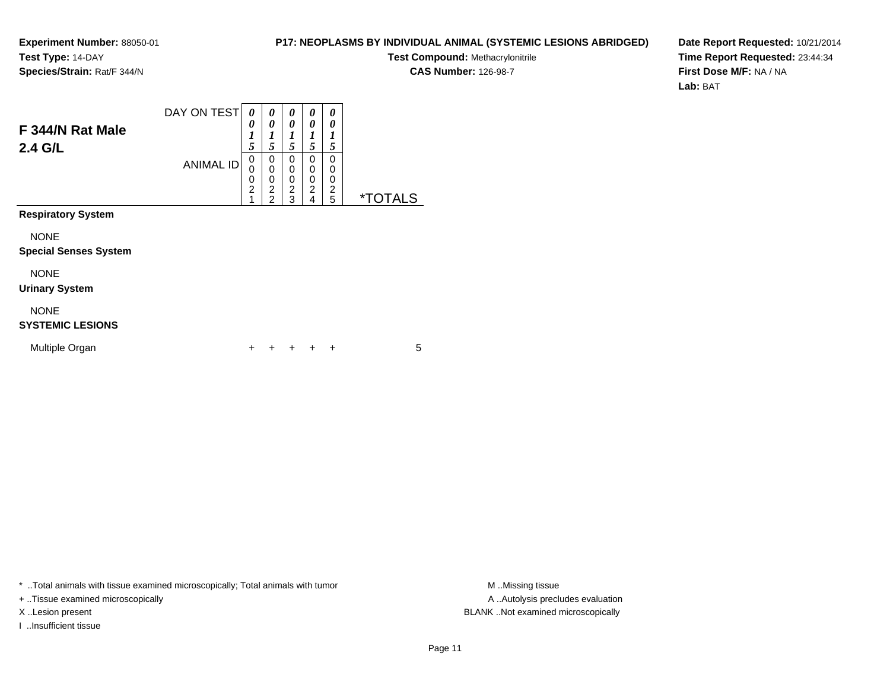**Experiment Number:** 88050-01
**Test Type:** 14-DAY
**Species/Strain:** Rat/F 344/N

**P17: NEOPLASMS BY INDIVIDUAL ANIMAL (SYSTEMIC LESIONS ABRIDGED)**
**Test Compound:** Methacrylonitrile
**CAS Number:** 126-98-7

**Date Report Requested:** 10/21/2014
**Time Report Requested:** 23:44:34
**First Dose M/F:** NA / NA
**Lab:** BAT

## F 344/N Rat Male
## 2.4 G/L

| DAY ON TEST | 0015 | 0015 | 0015 | 0015 | 0015 | |
|---|---|---|---|---|---|---|
| **ANIMAL ID** | 00021 | 00022 | 00023 | 00024 | 00025 | ***TOTALS** |
| **Respiratory System** | | | | | | |
| NONE | | | | | | |
| **Special Senses System** | | | | | | |
| NONE | | | | | | |
| **Urinary System** | | | | | | |
| NONE | | | | | | |
| **SYSTEMIC LESIONS** | | | | | | |
| Multiple Organ | + | + | + | + | + | 5 |

* ..Total animals with tissue examined microscopically; Total animals with tumor
+ ..Tissue examined microscopically
X ..Lesion present
I ..Insufficient tissue

M ..Missing tissue
A ..Autolysis precludes evaluation
BLANK ..Not examined microscopically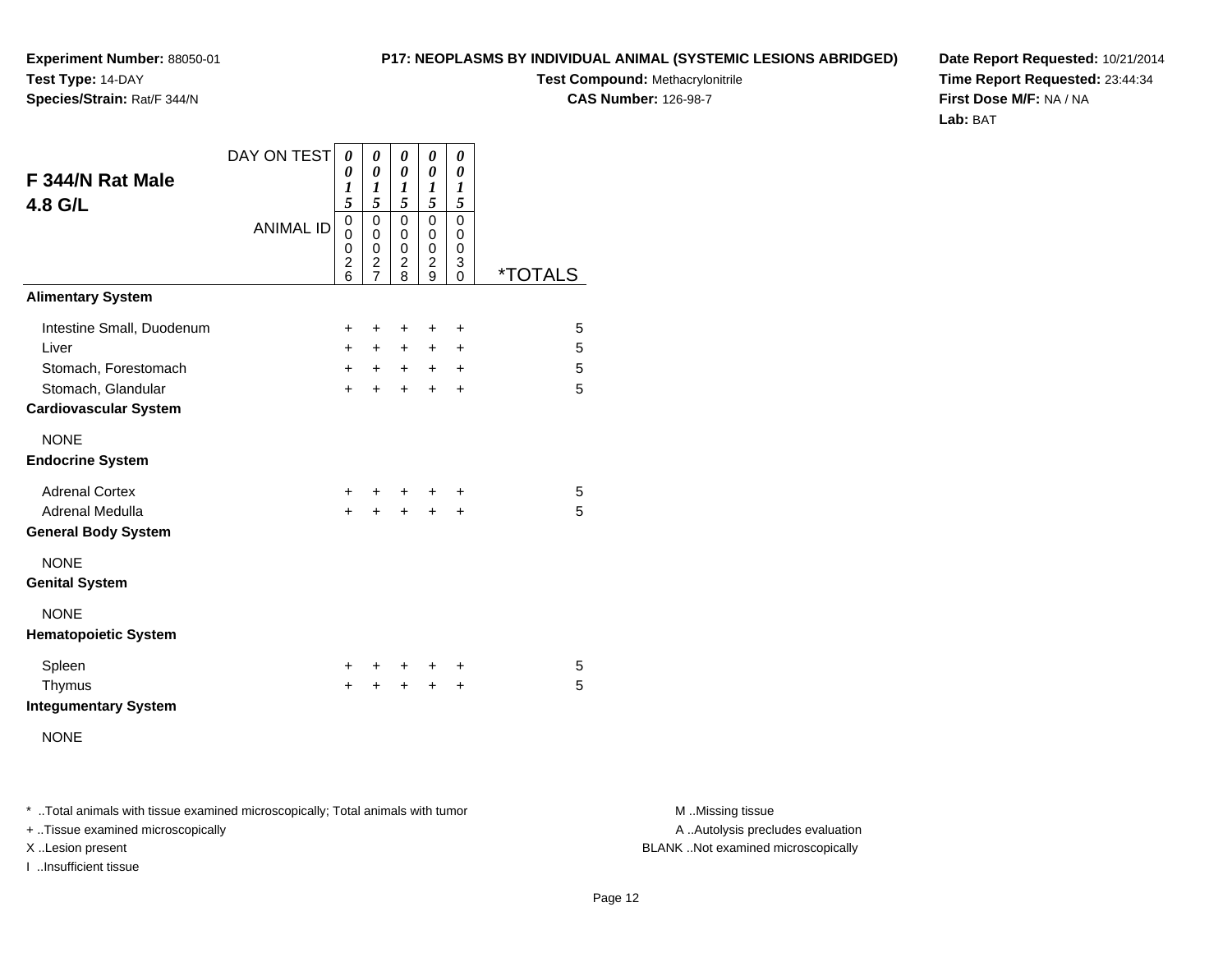**Experiment Number:** 88050-01
**Test Type:** 14-DAY
**Species/Strain:** Rat/F 344/N

**P17: NEOPLASMS BY INDIVIDUAL ANIMAL (SYSTEMIC LESIONS ABRIDGED)**
**Test Compound:** Methacrylonitrile
**CAS Number:** 126-98-7

**Date Report Requested:** 10/21/2014
**Time Report Requested:** 23:44:34
**First Dose M/F:** NA / NA
**Lab:** BAT

## F 344/N Rat Male
## 4.8 G/L

| DAY ON TEST | 0015 | 0015 | 0015 | 0015 | 0015 | |
|---|---|---|---|---|---|---|
| ANIMAL ID | 00026 | 00027 | 00028 | 00029 | 00030 | *TOTALS |
| **Alimentary System** | | | | | | |
| Intestine Small, Duodenum | + | + | + | + | + | 5 |
| Liver | + | + | + | + | + | 5 |
| Stomach, Forestomach | + | + | + | + | + | 5 |
| Stomach, Glandular | + | + | + | + | + | 5 |
| **Cardiovascular System** | | | | | | |
| NONE | | | | | | |
| **Endocrine System** | | | | | | |
| Adrenal Cortex | + | + | + | + | + | 5 |
| Adrenal Medulla | + | + | + | + | + | 5 |
| **General Body System** | | | | | | |
| NONE | | | | | | |
| **Genital System** | | | | | | |
| NONE | | | | | | |
| **Hematopoietic System** | | | | | | |
| Spleen | + | + | + | + | + | 5 |
| Thymus | + | + | + | + | + | 5 |
| **Integumentary System** | | | | | | |
| NONE | | | | | | |

* ..Total animals with tissue examined microscopically; Total animals with tumor
+ ..Tissue examined microscopically
X ..Lesion present
I ..Insufficient tissue

M ..Missing tissue
A ..Autolysis precludes evaluation
BLANK ..Not examined microscopically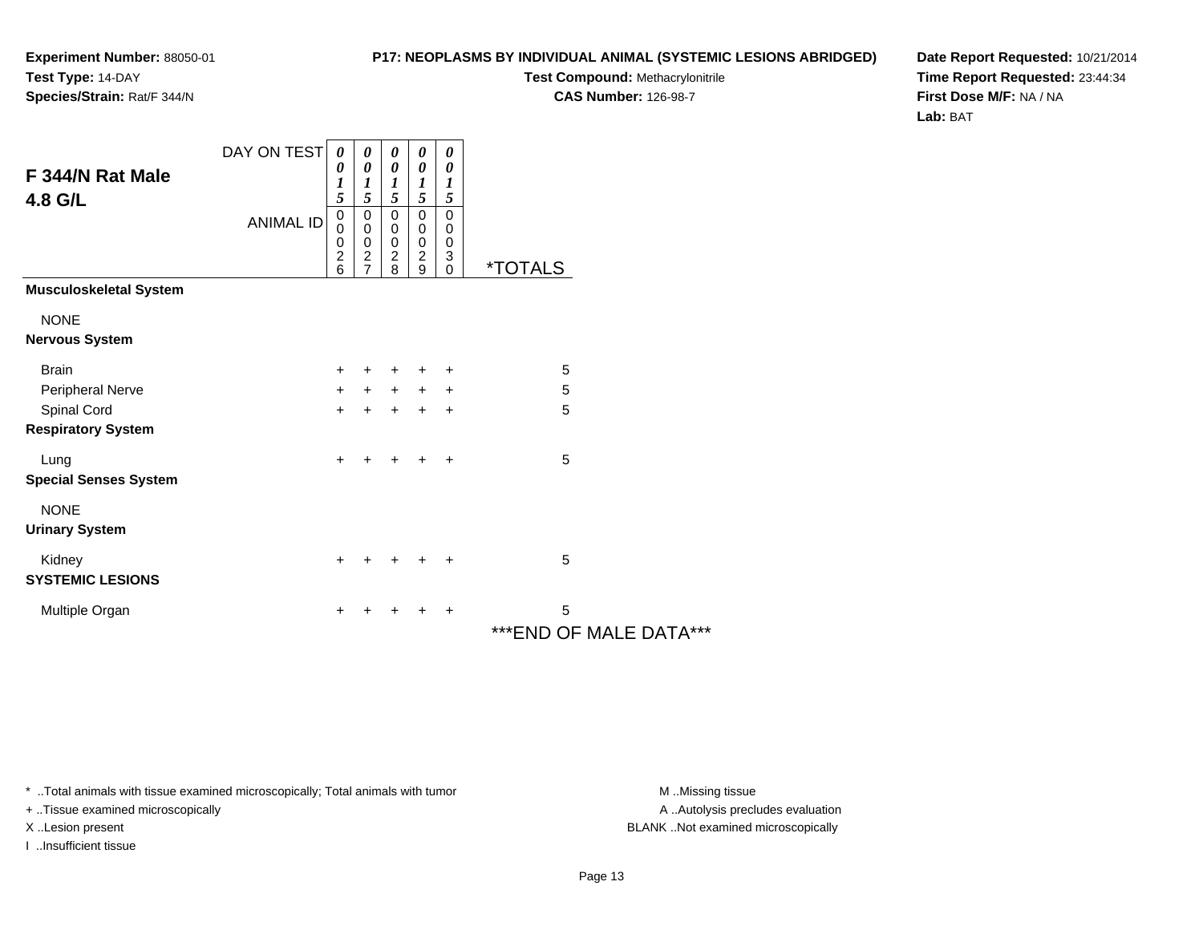**Experiment Number:** 88050-01
**Test Type:** 14-DAY
**Species/Strain:** Rat/F 344/N

**P17: NEOPLASMS BY INDIVIDUAL ANIMAL (SYSTEMIC LESIONS ABRIDGED)**
**Test Compound:** Methacrylonitrile
**CAS Number:** 126-98-7

**Date Report Requested:** 10/21/2014
**Time Report Requested:** 23:44:34
**First Dose M/F:** NA / NA
**Lab:** BAT

## F 344/N Rat Male 4.8 G/L

| DAY ON TEST | 0015 | 0015 | 0015 | 0015 | 0015 | |
|---|---|---|---|---|---|---|
| ANIMAL ID | 00026 | 00027 | 00028 | 00029 | 00030 | *TOTALS |
| **Musculoskeletal System** | | | | | | |
| NONE | | | | | | |
| **Nervous System** | | | | | | |
| Brain | + | + | + | + | + | 5 |
| Peripheral Nerve | + | + | + | + | + | 5 |
| Spinal Cord | + | + | + | + | + | 5 |
| **Respiratory System** | | | | | | |
| Lung | + | + | + | + | + | 5 |
| **Special Senses System** | | | | | | |
| NONE | | | | | | |
| **Urinary System** | | | | | | |
| Kidney | + | + | + | + | + | 5 |
| **SYSTEMIC LESIONS** | | | | | | |
| Multiple Organ | + | + | + | + | + | 5 |

***END OF MALE DATA***

\* ..Total animals with tissue examined microscopically; Total animals with tumor
+ ..Tissue examined microscopically
X ..Lesion present
I ..Insufficient tissue

M ..Missing tissue
A ..Autolysis precludes evaluation
BLANK ..Not examined microscopically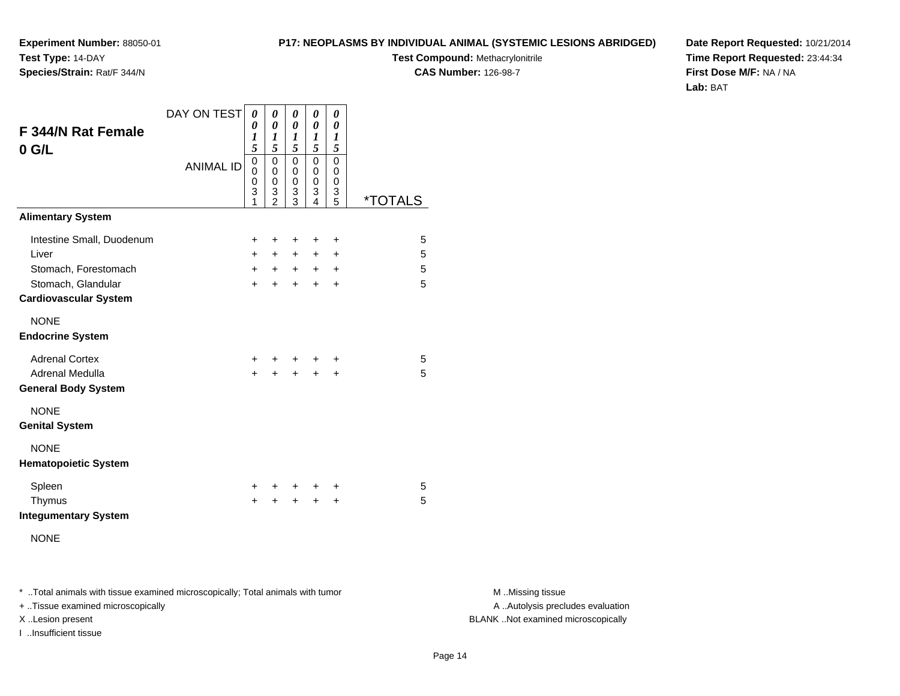**Experiment Number:** 88050-01
**Test Type:** 14-DAY
**Species/Strain:** Rat/F 344/N

**P17: NEOPLASMS BY INDIVIDUAL ANIMAL (SYSTEMIC LESIONS ABRIDGED)**
**Test Compound:** Methacrylonitrile
**CAS Number:** 126-98-7

**Date Report Requested:** 10/21/2014
**Time Report Requested:** 23:44:34
**First Dose M/F:** NA / NA
**Lab:** BAT

## F 344/N Rat Female 0 G/L

| DAY ON TEST | 0015 | 0015 | 0015 | 0015 | 0015 | |
|---|---|---|---|---|---|---|
| ANIMAL ID | 00031 | 00032 | 00033 | 00034 | 00035 | *TOTALS |
| **Alimentary System** | | | | | | |
| Intestine Small, Duodenum | + | + | + | + | + | 5 |
| Liver | + | + | + | + | + | 5 |
| Stomach, Forestomach | + | + | + | + | + | 5 |
| Stomach, Glandular | + | + | + | + | + | 5 |
| **Cardiovascular System** | | | | | | |
| NONE | | | | | | |
| **Endocrine System** | | | | | | |
| Adrenal Cortex | + | + | + | + | + | 5 |
| Adrenal Medulla | + | + | + | + | + | 5 |
| **General Body System** | | | | | | |
| NONE | | | | | | |
| **Genital System** | | | | | | |
| NONE | | | | | | |
| **Hematopoietic System** | | | | | | |
| Spleen | + | + | + | + | + | 5 |
| Thymus | + | + | + | + | + | 5 |
| **Integumentary System** | | | | | | |
| NONE | | | | | | |

* ..Total animals with tissue examined microscopically; Total animals with tumor
+ ..Tissue examined microscopically
X ..Lesion present
I ..Insufficient tissue

M ..Missing tissue
A ..Autolysis precludes evaluation
BLANK ..Not examined microscopically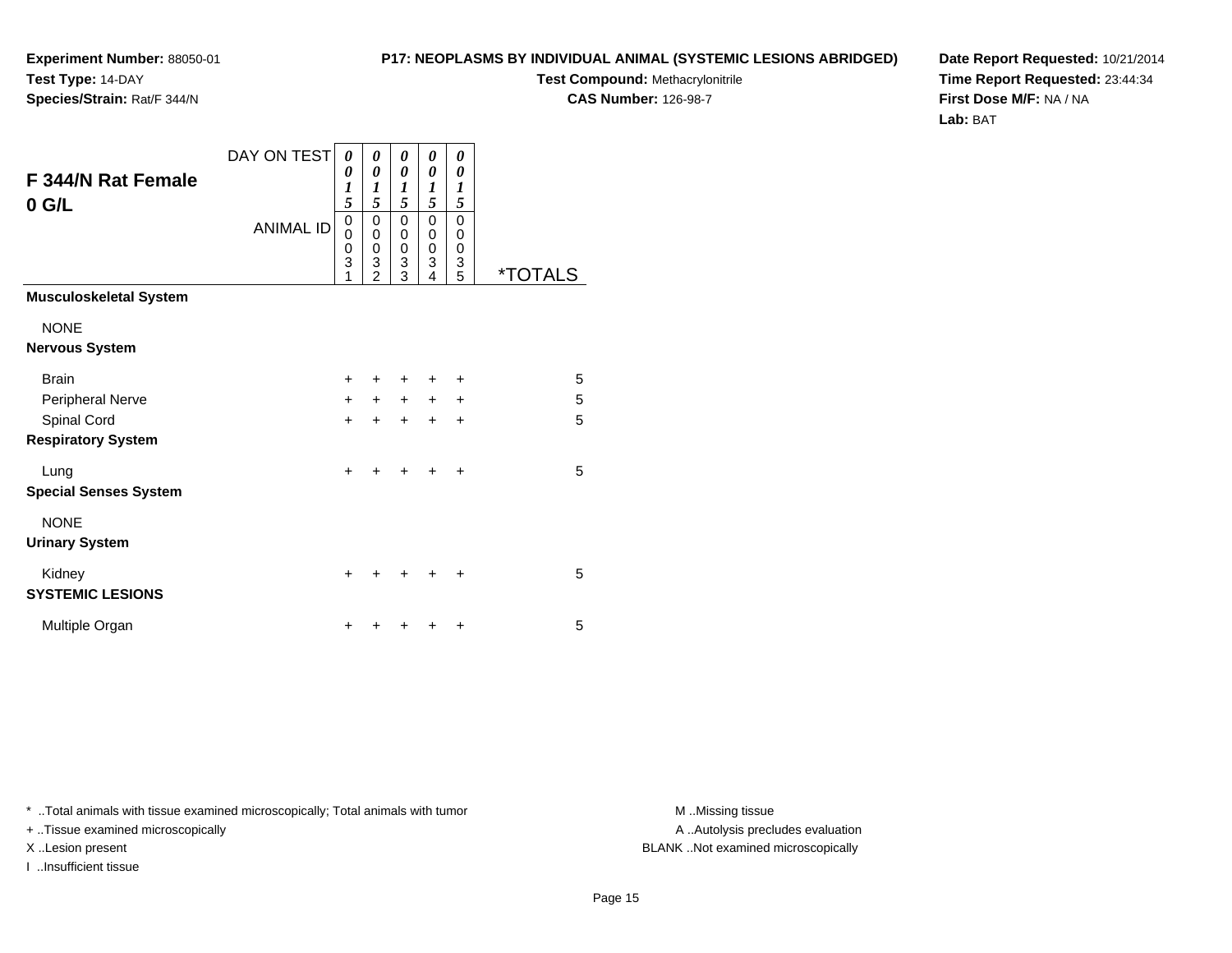**Experiment Number:** 88050-01
**Test Type:** 14-DAY
**Species/Strain:** Rat/F 344/N

**P17: NEOPLASMS BY INDIVIDUAL ANIMAL (SYSTEMIC LESIONS ABRIDGED)**
**Test Compound:** Methacrylonitrile
**CAS Number:** 126-98-7

**Date Report Requested:** 10/21/2014
**Time Report Requested:** 23:44:34
**First Dose M/F:** NA / NA
**Lab:** BAT

## F 344/N Rat Female 0 G/L

| DAY ON TEST | 0015 | 0015 | 0015 | 0015 | 0015 | |
|---|---|---|---|---|---|---|
| ANIMAL ID | 00031 | 00032 | 00033 | 00034 | 00035 | *TOTALS |
| **Musculoskeletal System** | | | | | | |
| NONE | | | | | | |
| **Nervous System** | | | | | | |
| Brain | + | + | + | + | + | 5 |
| Peripheral Nerve | + | + | + | + | + | 5 |
| Spinal Cord | + | + | + | + | + | 5 |
| **Respiratory System** | | | | | | |
| Lung | + | + | + | + | + | 5 |
| **Special Senses System** | | | | | | |
| NONE | | | | | | |
| **Urinary System** | | | | | | |
| Kidney | + | + | + | + | + | 5 |
| **SYSTEMIC LESIONS** | | | | | | |
| Multiple Organ | + | + | + | + | + | 5 |

* ..Total animals with tissue examined microscopically; Total animals with tumor
+ ..Tissue examined microscopically
X ..Lesion present
I ..Insufficient tissue

M ..Missing tissue
A ..Autolysis precludes evaluation
BLANK ..Not examined microscopically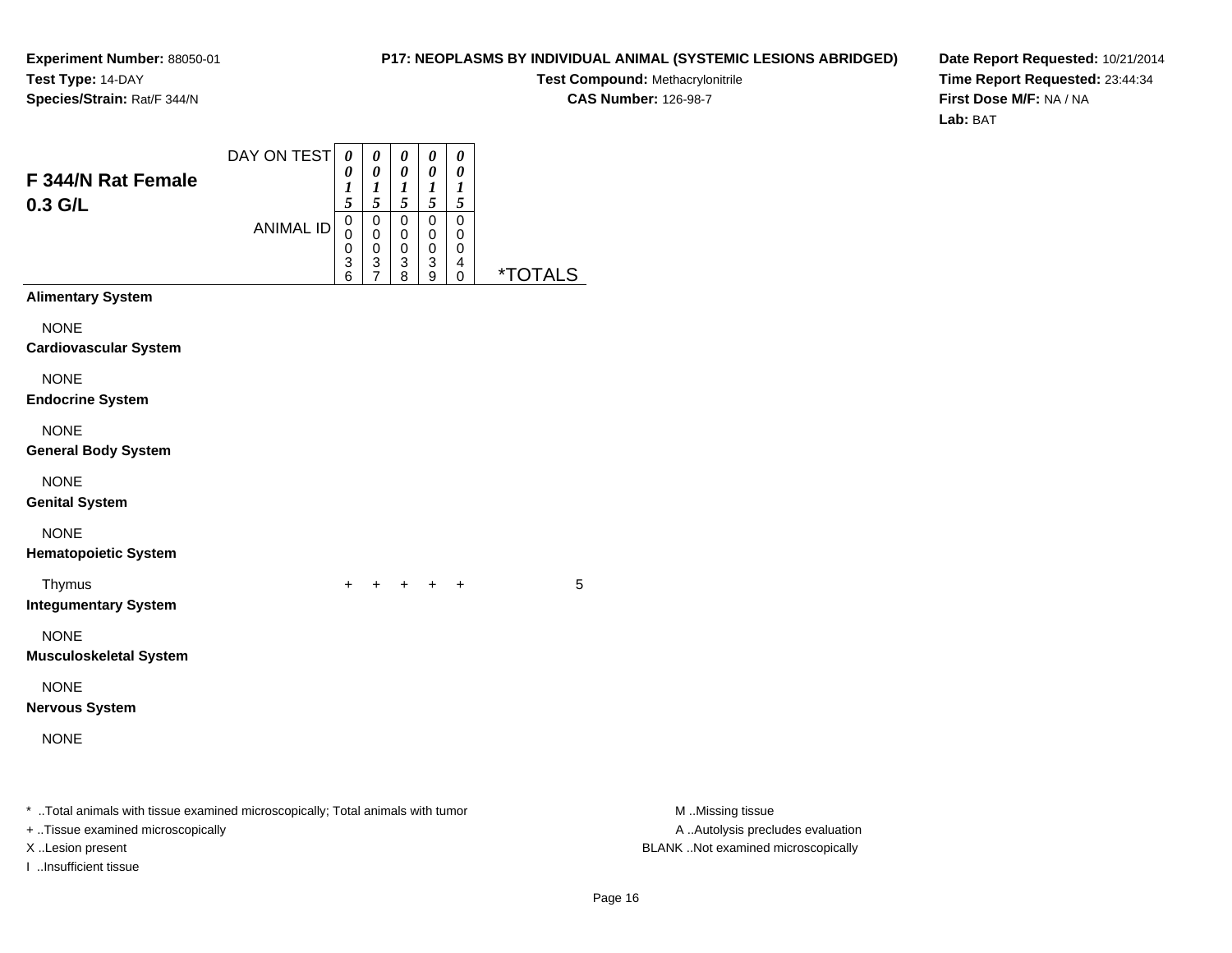**Experiment Number:** 88050-01
**Test Type:** 14-DAY
**Species/Strain:** Rat/F 344/N

**P17: NEOPLASMS BY INDIVIDUAL ANIMAL (SYSTEMIC LESIONS ABRIDGED)**
**Test Compound:** Methacrylonitrile
**CAS Number:** 126-98-7

**Date Report Requested:** 10/21/2014
**Time Report Requested:** 23:44:34
**First Dose M/F:** NA / NA
**Lab:** BAT

## F 344/N Rat Female 0.3 G/L

| DAY ON TEST | 0015 | 0015 | 0015 | 0015 | 0015 | |
|---|---|---|---|---|---|---|
| **ANIMAL ID** | 00036 | 00037 | 00038 | 00039 | 00040 | ***TOTALS** |
| **Alimentary System** | | | | | | |
| NONE | | | | | | |
| **Cardiovascular System** | | | | | | |
| NONE | | | | | | |
| **Endocrine System** | | | | | | |
| NONE | | | | | | |
| **General Body System** | | | | | | |
| NONE | | | | | | |
| **Genital System** | | | | | | |
| NONE | | | | | | |
| **Hematopoietic System** | | | | | | |
| Thymus | + | + | + | + | + | 5 |
| **Integumentary System** | | | | | | |
| NONE | | | | | | |
| **Musculoskeletal System** | | | | | | |
| NONE | | | | | | |
| **Nervous System** | | | | | | |
| NONE | | | | | | |

* ..Total animals with tissue examined microscopically; Total animals with tumor
+ ..Tissue examined microscopically
X ..Lesion present
I ..Insufficient tissue

M ..Missing tissue
A ..Autolysis precludes evaluation
BLANK ..Not examined microscopically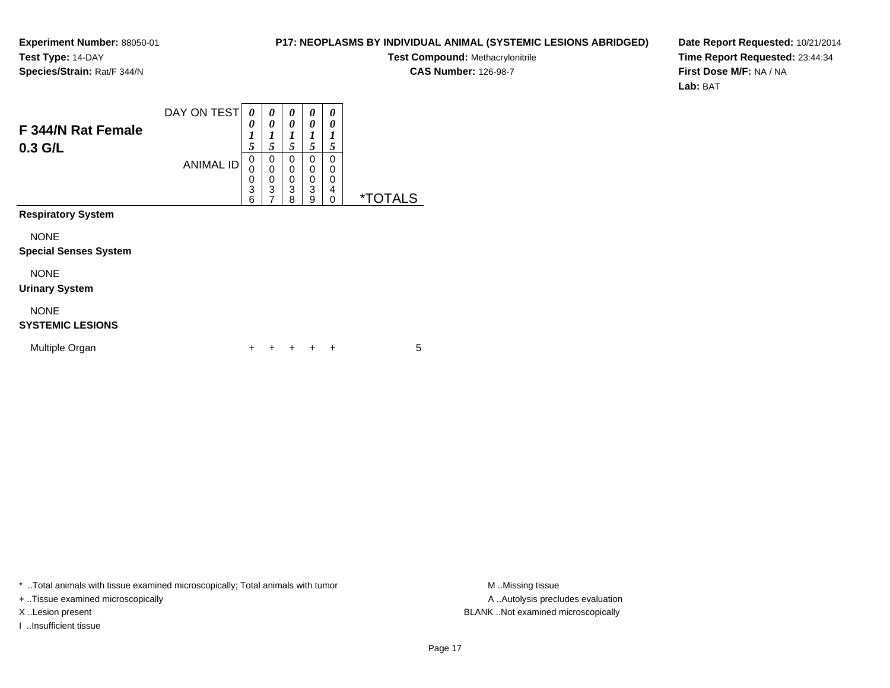**Experiment Number:** 88050-01
**Test Type:** 14-DAY
**Species/Strain:** Rat/F 344/N

**P17: NEOPLASMS BY INDIVIDUAL ANIMAL (SYSTEMIC LESIONS ABRIDGED)**
**Test Compound:** Methacrylonitrile
**CAS Number:** 126-98-7

**Date Report Requested:** 10/21/2014
**Time Report Requested:** 23:44:34
**First Dose M/F:** NA / NA
**Lab:** BAT

## F 344/N Rat Female 0.3 G/L

| DAY ON TEST | 0015 | 0015 | 0015 | 0015 | 0015 | |
|---|---|---|---|---|---|---|
| ANIMAL ID | 00036 | 00037 | 00038 | 00039 | 00040 | *TOTALS |
| **Respiratory System** | | | | | | |
| NONE | | | | | | |
| **Special Senses System** | | | | | | |
| NONE | | | | | | |
| **Urinary System** | | | | | | |
| NONE | | | | | | |
| **SYSTEMIC LESIONS** | | | | | | |
| Multiple Organ | + | + | + | + | + | 5 |

\* ..Total animals with tissue examined microscopically; Total animals with tumor
+ ..Tissue examined microscopically
X ..Lesion present
I ..Insufficient tissue

M ..Missing tissue
A ..Autolysis precludes evaluation
BLANK ..Not examined microscopically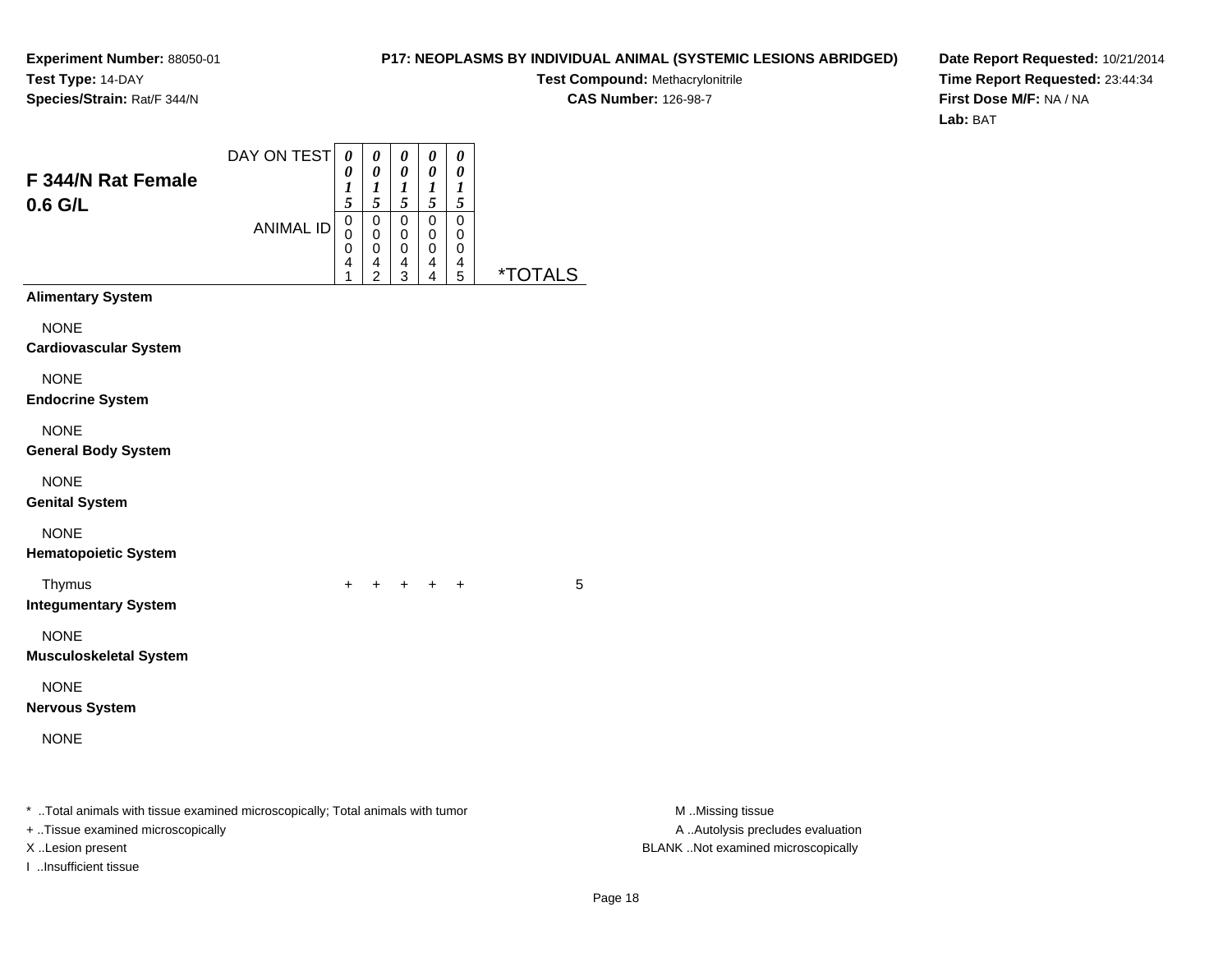**Experiment Number:** 88050-01
**Test Type:** 14-DAY
**Species/Strain:** Rat/F 344/N

**P17: NEOPLASMS BY INDIVIDUAL ANIMAL (SYSTEMIC LESIONS ABRIDGED)**
**Test Compound:** Methacrylonitrile
**CAS Number:** 126-98-7

**Date Report Requested:** 10/21/2014
**Time Report Requested:** 23:44:34
**First Dose M/F:** NA / NA
**Lab:** BAT

## F 344/N Rat Female 0.6 G/L

| | | | | | | |
|---|---|---|---|---|---|---|
| DAY ON TEST | 0015 | 0015 | 0015 | 0015 | 0015 | |
| ANIMAL ID | 00041 | 00042 | 00043 | 00044 | 00045 | *TOTALS |
| **Alimentary System** | | | | | | |
| NONE | | | | | | |
| **Cardiovascular System** | | | | | | |
| NONE | | | | | | |
| **Endocrine System** | | | | | | |
| NONE | | | | | | |
| **General Body System** | | | | | | |
| NONE | | | | | | |
| **Genital System** | | | | | | |
| NONE | | | | | | |
| **Hematopoietic System** | | | | | | |
| Thymus | + | + | + | + | + | 5 |
| **Integumentary System** | | | | | | |
| NONE | | | | | | |
| **Musculoskeletal System** | | | | | | |
| NONE | | | | | | |
| **Nervous System** | | | | | | |
| NONE | | | | | | |

* ..Total animals with tissue examined microscopically; Total animals with tumor
+ ..Tissue examined microscopically
X ..Lesion present
I ..Insufficient tissue

M ..Missing tissue
A ..Autolysis precludes evaluation
BLANK ..Not examined microscopically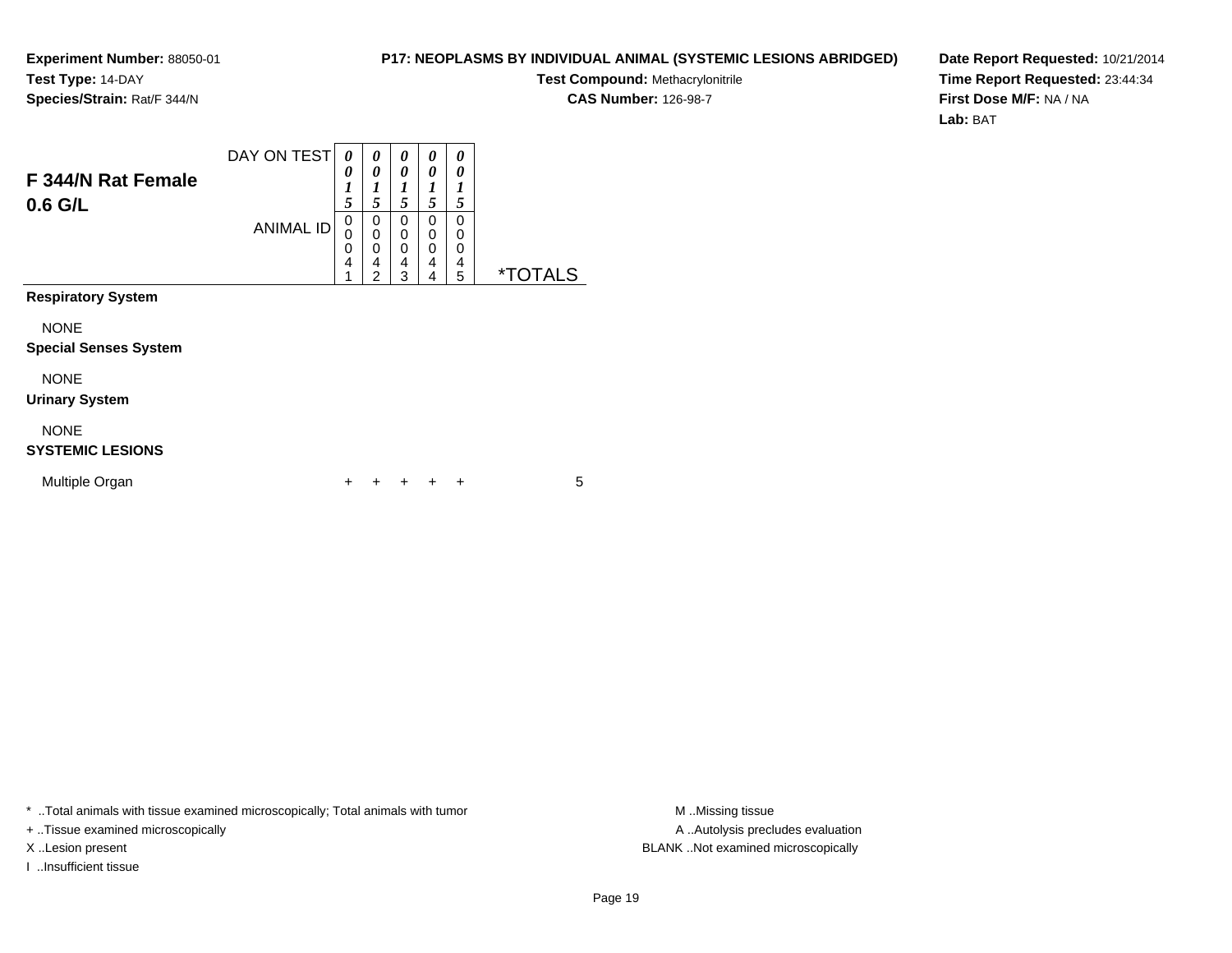**Experiment Number:** 88050-01
**Test Type:** 14-DAY
**Species/Strain:** Rat/F 344/N

**P17: NEOPLASMS BY INDIVIDUAL ANIMAL (SYSTEMIC LESIONS ABRIDGED)**
**Test Compound:** Methacrylonitrile
**CAS Number:** 126-98-7

**Date Report Requested:** 10/21/2014
**Time Report Requested:** 23:44:34
**First Dose M/F:** NA / NA
**Lab:** BAT

## F 344/N Rat Female 0.6 G/L

| DAY ON TEST | 0015 | 0015 | 0015 | 0015 | 0015 | |
|---|---|---|---|---|---|---|
| ANIMAL ID | 00041 | 00042 | 00043 | 00044 | 00045 | *TOTALS |
| **Respiratory System** | | | | | | |
| NONE | | | | | | |
| **Special Senses System** | | | | | | |
| NONE | | | | | | |
| **Urinary System** | | | | | | |
| NONE | | | | | | |
| **SYSTEMIC LESIONS** | | | | | | |
| Multiple Organ | + | + | + | + | + | 5 |

* ..Total animals with tissue examined microscopically; Total animals with tumor
+ ..Tissue examined microscopically
X ..Lesion present
I ..Insufficient tissue

M ..Missing tissue
A ..Autolysis precludes evaluation
BLANK ..Not examined microscopically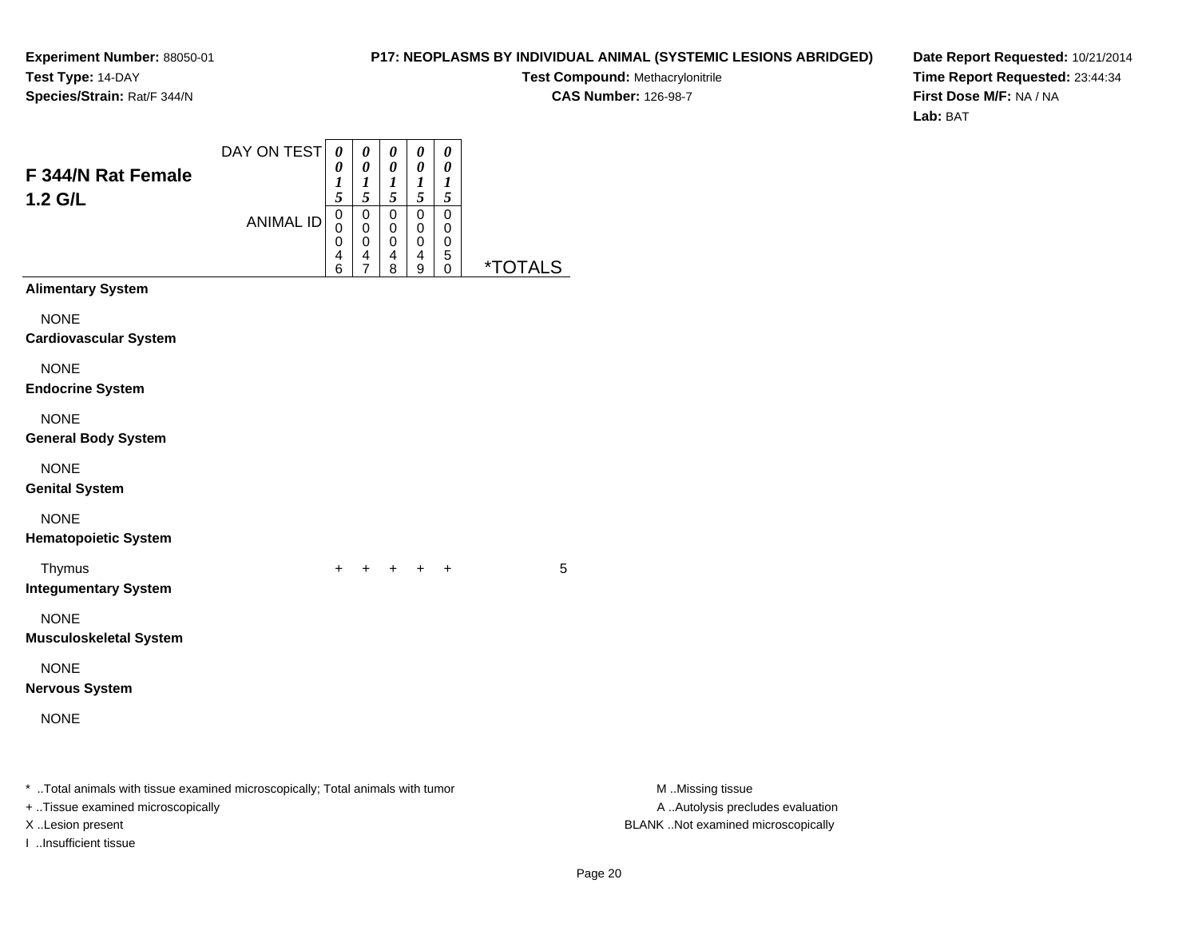**Experiment Number:** 88050-01
**Test Type:** 14-DAY
**Species/Strain:** Rat/F 344/N

**P17: NEOPLASMS BY INDIVIDUAL ANIMAL (SYSTEMIC LESIONS ABRIDGED)**
**Test Compound:** Methacrylonitrile
**CAS Number:** 126-98-7

**Date Report Requested:** 10/21/2014
**Time Report Requested:** 23:44:34
**First Dose M/F:** NA / NA
**Lab:** BAT

## F 344/N Rat Female 1.2 G/L

| DAY ON TEST | 0015 | 0015 | 0015 | 0015 | 0015 | |
|---|---|---|---|---|---|---|
| ANIMAL ID | 00046 | 00047 | 00048 | 00049 | 00050 | *TOTALS |
| **Alimentary System** | | | | | | |
| NONE | | | | | | |
| **Cardiovascular System** | | | | | | |
| NONE | | | | | | |
| **Endocrine System** | | | | | | |
| NONE | | | | | | |
| **General Body System** | | | | | | |
| NONE | | | | | | |
| **Genital System** | | | | | | |
| NONE | | | | | | |
| **Hematopoietic System** | | | | | | |
| Thymus | + | + | + | + | + | 5 |
| **Integumentary System** | | | | | | |
| NONE | | | | | | |
| **Musculoskeletal System** | | | | | | |
| NONE | | | | | | |
| **Nervous System** | | | | | | |
| NONE | | | | | | |

* ..Total animals with tissue examined microscopically; Total animals with tumor
+ ..Tissue examined microscopically
X ..Lesion present
I ..Insufficient tissue

M ..Missing tissue
A ..Autolysis precludes evaluation
BLANK ..Not examined microscopically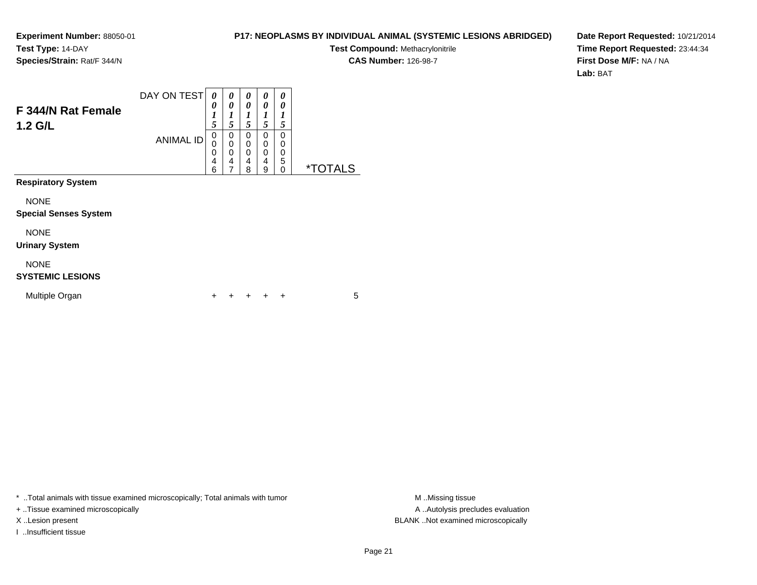**Experiment Number:** 88050-01
**Test Type:** 14-DAY
**Species/Strain:** Rat/F 344/N

**P17: NEOPLASMS BY INDIVIDUAL ANIMAL (SYSTEMIC LESIONS ABRIDGED)**
**Test Compound:** Methacrylonitrile
**CAS Number:** 126-98-7

**Date Report Requested:** 10/21/2014
**Time Report Requested:** 23:44:34
**First Dose M/F:** NA / NA
**Lab:** BAT

## F 344/N Rat Female 1.2 G/L

| DAY ON TEST | 0015 | 0015 | 0015 | 0015 | 0015 | |
|---|---|---|---|---|---|---|
| ANIMAL ID | 00046 | 00047 | 00048 | 00049 | 00050 | *TOTALS |
| **Respiratory System** | | | | | | |
| NONE | | | | | | |
| **Special Senses System** | | | | | | |
| NONE | | | | | | |
| **Urinary System** | | | | | | |
| NONE | | | | | | |
| **SYSTEMIC LESIONS** | | | | | | |
| Multiple Organ | + | + | + | + | + | 5 |

* ..Total animals with tissue examined microscopically; Total animals with tumor
+ ..Tissue examined microscopically
X ..Lesion present
I ..Insufficient tissue

M ..Missing tissue
A ..Autolysis precludes evaluation
BLANK ..Not examined microscopically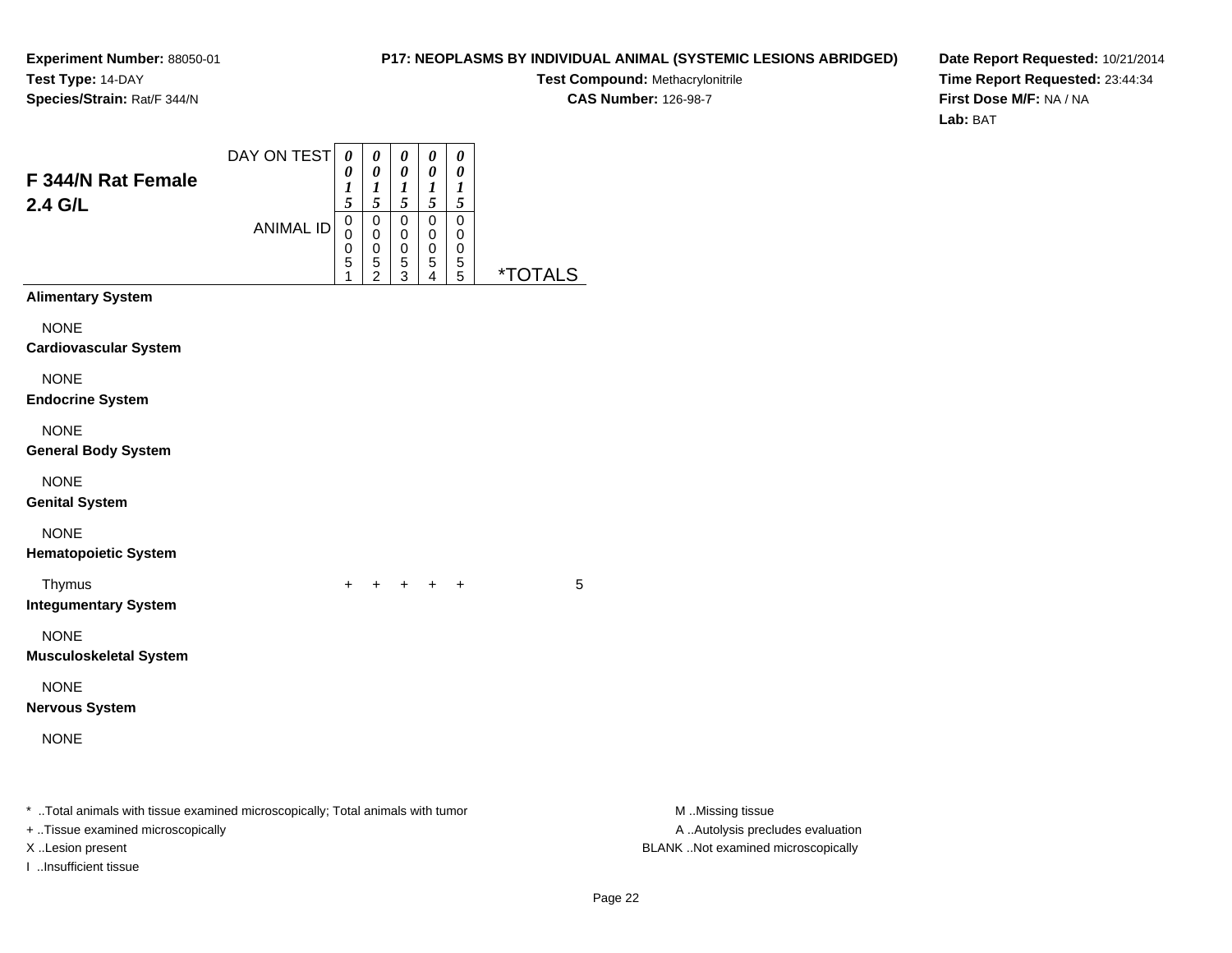**Experiment Number:** 88050-01
**Test Type:** 14-DAY
**Species/Strain:** Rat/F 344/N

**P17: NEOPLASMS BY INDIVIDUAL ANIMAL (SYSTEMIC LESIONS ABRIDGED)**
**Test Compound:** Methacrylonitrile
**CAS Number:** 126-98-7

**Date Report Requested:** 10/21/2014
**Time Report Requested:** 23:44:34
**First Dose M/F:** NA / NA
**Lab:** BAT

## F 344/N Rat Female 2.4 G/L

| DAY ON TEST | 0015 | 0015 | 0015 | 0015 | 0015 | |
|---|---|---|---|---|---|---|
| ANIMAL ID | 00051 | 00052 | 00053 | 00054 | 00055 | *TOTALS |
| **Alimentary System** | | | | | | |
| NONE | | | | | | |
| **Cardiovascular System** | | | | | | |
| NONE | | | | | | |
| **Endocrine System** | | | | | | |
| NONE | | | | | | |
| **General Body System** | | | | | | |
| NONE | | | | | | |
| **Genital System** | | | | | | |
| NONE | | | | | | |
| **Hematopoietic System** | | | | | | |
| Thymus | + | + | + | + | + | 5 |
| **Integumentary System** | | | | | | |
| NONE | | | | | | |
| **Musculoskeletal System** | | | | | | |
| NONE | | | | | | |
| **Nervous System** | | | | | | |
| NONE | | | | | | |

* ..Total animals with tissue examined microscopically; Total animals with tumor
+ ..Tissue examined microscopically
X ..Lesion present
I ..Insufficient tissue

M ..Missing tissue
A ..Autolysis precludes evaluation
BLANK ..Not examined microscopically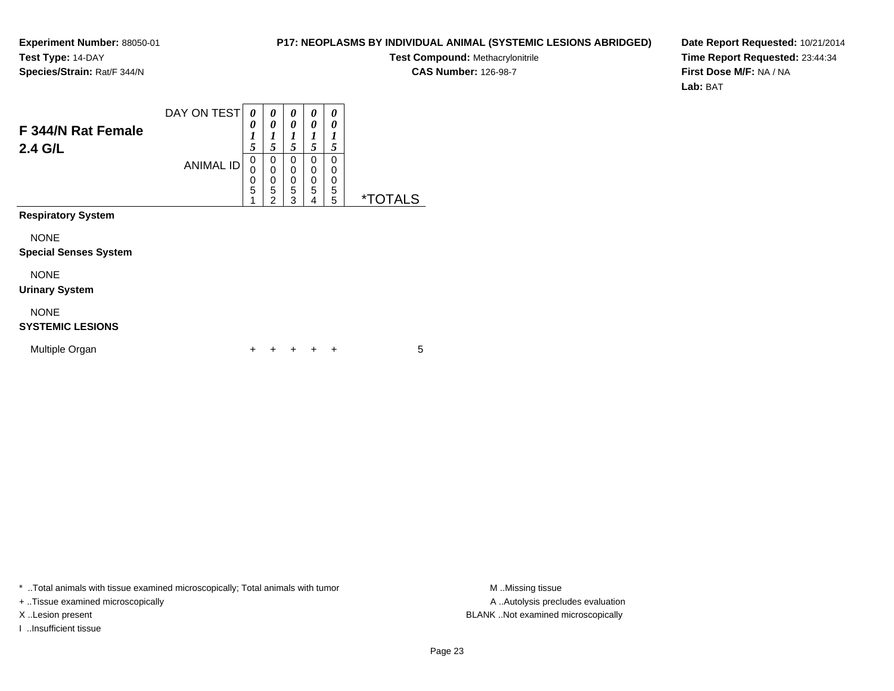**Experiment Number:** 88050-01
**Test Type:** 14-DAY
**Species/Strain:** Rat/F 344/N

**P17: NEOPLASMS BY INDIVIDUAL ANIMAL (SYSTEMIC LESIONS ABRIDGED)**
**Test Compound:** Methacrylonitrile
**CAS Number:** 126-98-7

**Date Report Requested:** 10/21/2014
**Time Report Requested:** 23:44:34
**First Dose M/F:** NA / NA
**Lab:** BAT

## F 344/N Rat Female 2.4 G/L

| DAY ON TEST | 0015 | 0015 | 0015 | 0015 | 0015 | |
|---|---|---|---|---|---|---|
| ANIMAL ID | 00051 | 00052 | 00053 | 00054 | 00055 | *TOTALS |
| **Respiratory System** | | | | | | |
| NONE | | | | | | |
| **Special Senses System** | | | | | | |
| NONE | | | | | | |
| **Urinary System** | | | | | | |
| NONE | | | | | | |
| **SYSTEMIC LESIONS** | | | | | | |
| Multiple Organ | + | + | + | + | + | 5 |

\* ..Total animals with tissue examined microscopically; Total animals with tumor
+ ..Tissue examined microscopically
X ..Lesion present
I ..Insufficient tissue

M ..Missing tissue
A ..Autolysis precludes evaluation
BLANK ..Not examined microscopically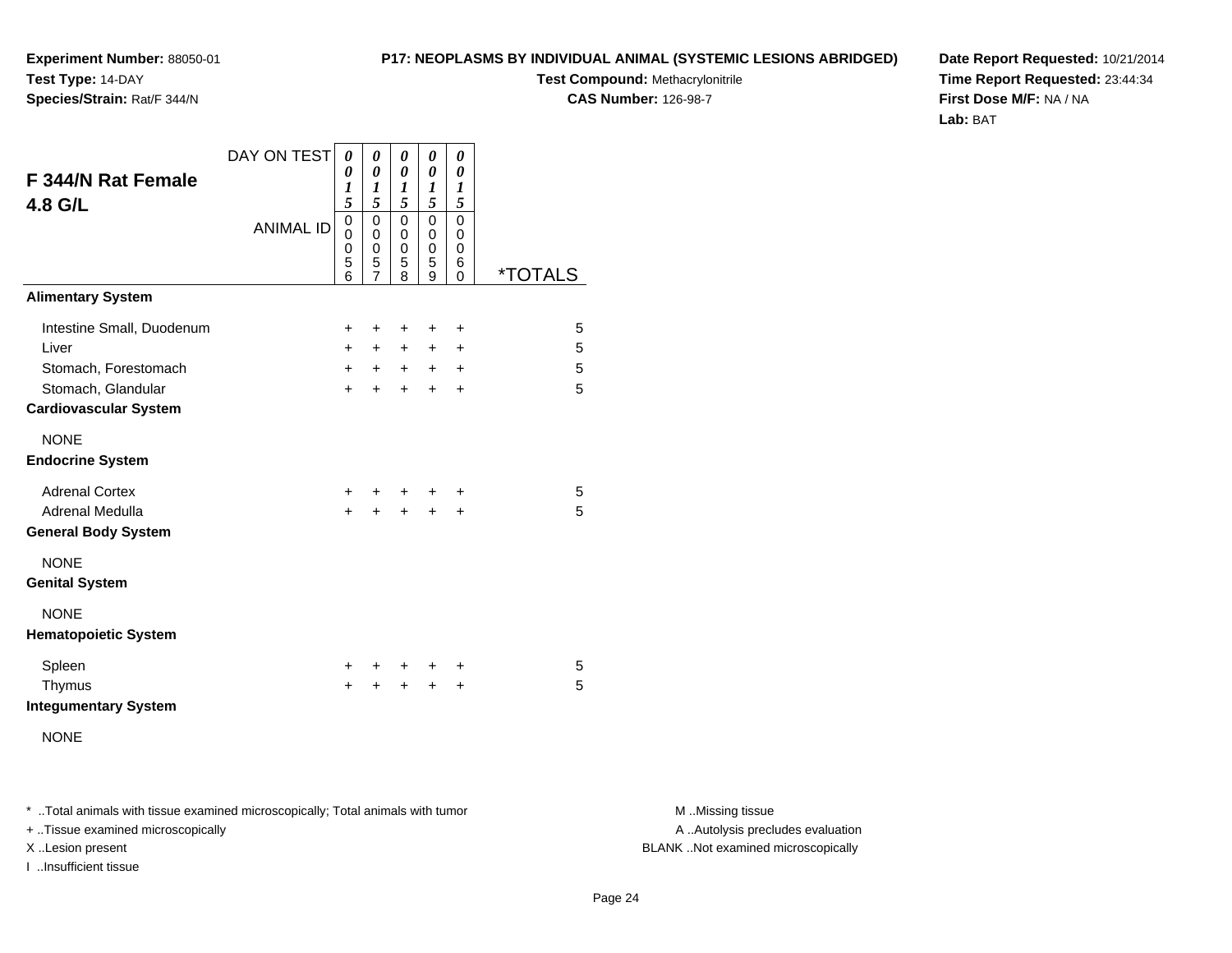**Experiment Number:** 88050-01
**Test Type:** 14-DAY
**Species/Strain:** Rat/F 344/N

**P17: NEOPLASMS BY INDIVIDUAL ANIMAL (SYSTEMIC LESIONS ABRIDGED)**
**Test Compound:** Methacrylonitrile
**CAS Number:** 126-98-7

**Date Report Requested:** 10/21/2014
**Time Report Requested:** 23:44:34
**First Dose M/F:** NA / NA
**Lab:** BAT

## F 344/N Rat Female 4.8 G/L

| DAY ON TEST | 0015 | 0015 | 0015 | 0015 | 0015 | |
|---|---|---|---|---|---|---|
| ANIMAL ID | 00056 | 00057 | 00058 | 00059 | 00060 | *TOTALS |
| **Alimentary System** | | | | | | |
| Intestine Small, Duodenum | + | + | + | + | + | 5 |
| Liver | + | + | + | + | + | 5 |
| Stomach, Forestomach | + | + | + | + | + | 5 |
| Stomach, Glandular | + | + | + | + | + | 5 |
| **Cardiovascular System** | | | | | | |
| NONE | | | | | | |
| **Endocrine System** | | | | | | |
| Adrenal Cortex | + | + | + | + | + | 5 |
| Adrenal Medulla | + | + | + | + | + | 5 |
| **General Body System** | | | | | | |
| NONE | | | | | | |
| **Genital System** | | | | | | |
| NONE | | | | | | |
| **Hematopoietic System** | | | | | | |
| Spleen | + | + | + | + | + | 5 |
| Thymus | + | + | + | + | + | 5 |
| **Integumentary System** | | | | | | |
| NONE | | | | | | |

* ..Total animals with tissue examined microscopically; Total animals with tumor
+ ..Tissue examined microscopically
X ..Lesion present
I ..Insufficient tissue

M ..Missing tissue
A ..Autolysis precludes evaluation
BLANK ..Not examined microscopically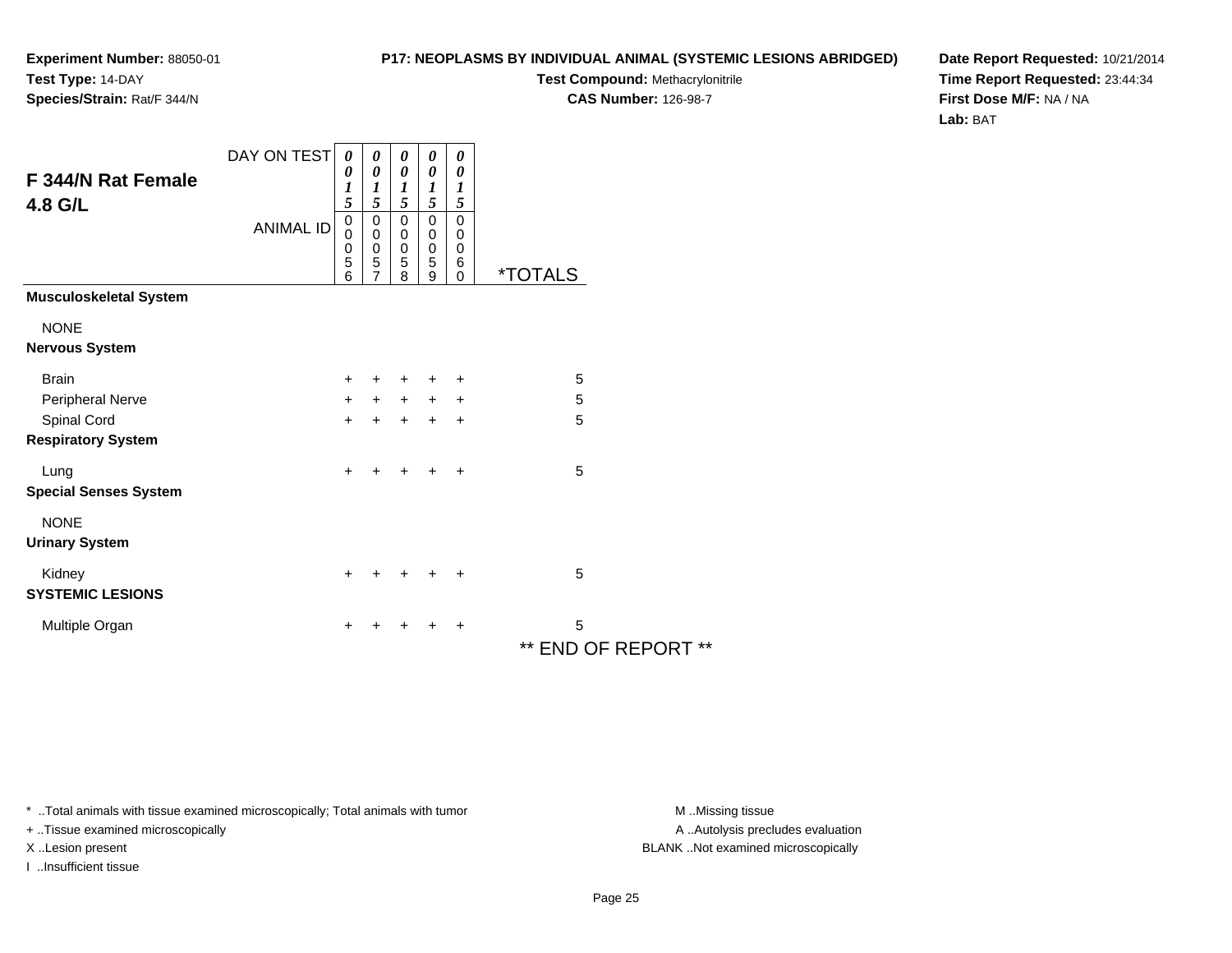**Experiment Number:** 88050-01
**Test Type:** 14-DAY
**Species/Strain:** Rat/F 344/N

**P17: NEOPLASMS BY INDIVIDUAL ANIMAL (SYSTEMIC LESIONS ABRIDGED)**
**Test Compound:** Methacrylonitrile
**CAS Number:** 126-98-7

**Date Report Requested:** 10/21/2014
**Time Report Requested:** 23:44:34
**First Dose M/F:** NA / NA
**Lab:** BAT

## F 344/N Rat Female 4.8 G/L

| DAY ON TEST | 0015 | 0015 | 0015 | 0015 | 0015 | |
|---|---|---|---|---|---|---|
| ANIMAL ID | 00056 | 00057 | 00058 | 00059 | 00060 | *TOTALS |
| **Musculoskeletal System** | | | | | | |
| NONE | | | | | | |
| **Nervous System** | | | | | | |
| Brain | + | + | + | + | + | 5 |
| Peripheral Nerve | + | + | + | + | + | 5 |
| Spinal Cord | + | + | + | + | + | 5 |
| **Respiratory System** | | | | | | |
| Lung | + | + | + | + | + | 5 |
| **Special Senses System** | | | | | | |
| NONE | | | | | | |
| **Urinary System** | | | | | | |
| Kidney | + | + | + | + | + | 5 |
| **SYSTEMIC LESIONS** | | | | | | |
| Multiple Organ | + | + | + | + | + | 5 |

** END OF REPORT **

* ..Total animals with tissue examined microscopically; Total animals with tumor
+ ..Tissue examined microscopically
X ..Lesion present
I ..Insufficient tissue

M ..Missing tissue
A ..Autolysis precludes evaluation
BLANK ..Not examined microscopically